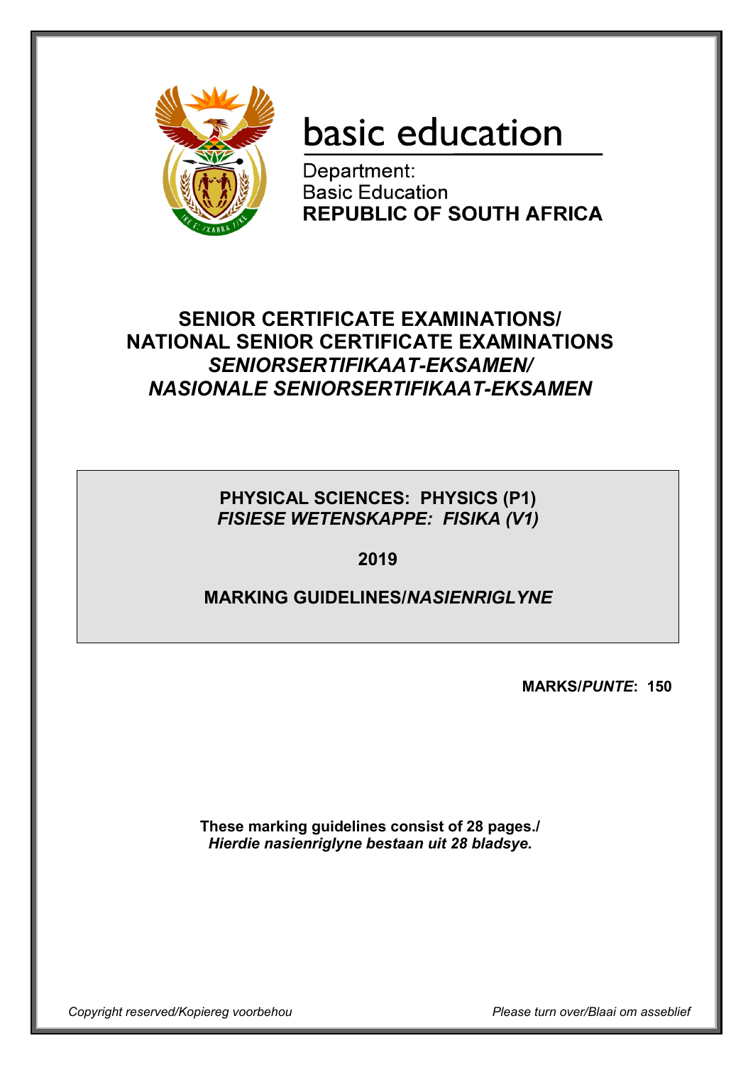basic education

Department:
Basic Education
**REPUBLIC OF SOUTH AFRICA**

# SENIOR CERTIFICATE EXAMINATIONS/ NATIONAL SENIOR CERTIFICATE EXAMINATIONS
# *SENIORSERTIFIKAAT-EKSAMEN/ NASIONALE SENIORSERTIFIKAAT-EKSAMEN*

## PHYSICAL SCIENCES: PHYSICS (P1)
## *FISIESE WETENSKAPPE: FISIKA (V1)*

**2019**

**MARKING GUIDELINES/*NASIENRIGLYNE***

**MARKS/*PUNTE*: 150**

**These marking guidelines consist of 28 pages./**
***Hierdie nasienriglyne bestaan uit 28 bladsye.***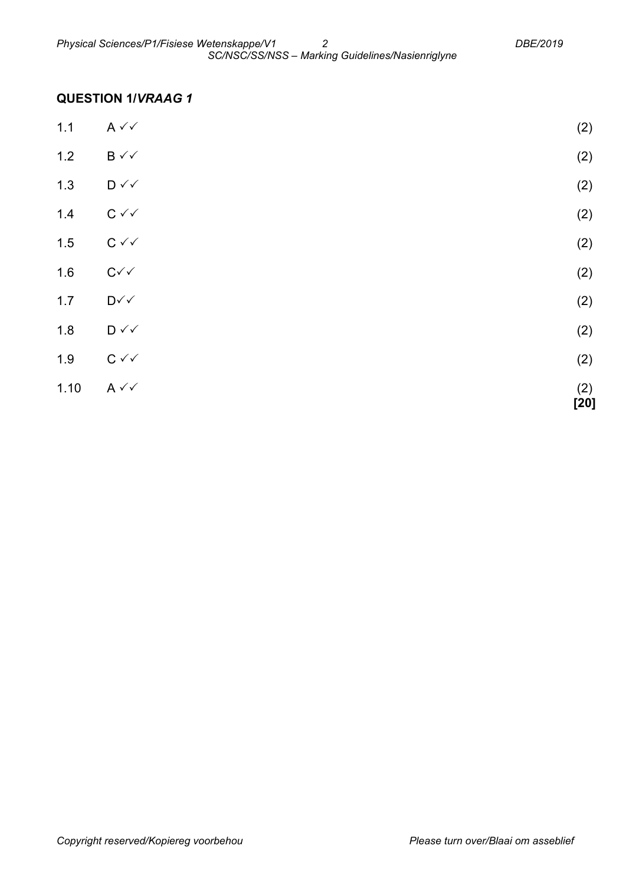## QUESTION 1/*VRAAG 1*

| | | |
|---|---|---|
| 1.1 | A ✓✓ | (2) |
| 1.2 | B ✓✓ | (2) |
| 1.3 | D ✓✓ | (2) |
| 1.4 | C ✓✓ | (2) |
| 1.5 | C ✓✓ | (2) |
| 1.6 | C✓✓ | (2) |
| 1.7 | D✓✓ | (2) |
| 1.8 | D ✓✓ | (2) |
| 1.9 | C ✓✓ | (2) |
| 1.10 | A ✓✓ | (2) **[20]** |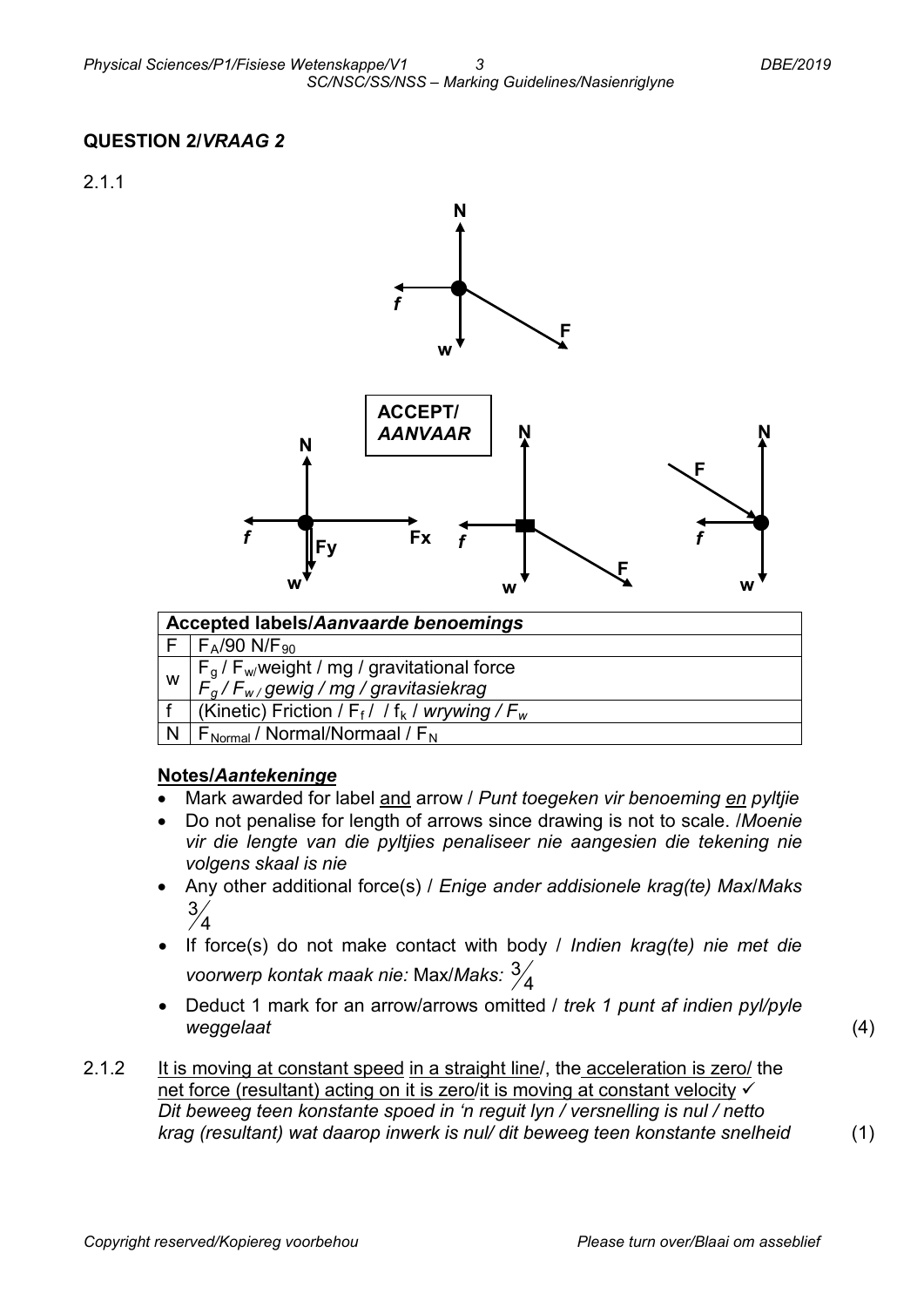## QUESTION 2/*VRAAG 2*

2.1.1

**ACCEPT/**
***AANVAAR***

| Accepted labels/*Aanvaarde benoemings* | |
|---|---|
| F | $F_A$/90 N/$F_{90}$ |
| w | $F_g$ / $F_w$/weight / mg / gravitational force<br>*$F_g$ / $F_w$ / gewig / mg / gravitasiekrag* |
| f | (Kinetic) Friction / $F_f$ / / $f_k$ / *wrywing / $F_w$* |
| N | $F_{Normal}$ / Normal/Normaal / $F_N$ |

**Notes/*Aantekeninge***

- Mark awarded for label and arrow / *Punt toegeken vir benoeming en pyltjie*
- Do not penalise for length of arrows since drawing is not to scale. /*Moenie vir die lengte van die pyltjies penaliseer nie aangesien die tekening nie volgens skaal is nie*
- Any other additional force(s) / *Enige ander addisionele krag(te)* Max/*Maks* $\frac{3}{4}$
- If force(s) do not make contact with body / *Indien krag(te) nie met die voorwerp kontak maak nie:* Max/*Maks:* $\frac{3}{4}$
- Deduct 1 mark for an arrow/arrows omitted / *trek 1 punt af indien pyl/pyle weggelaat* (4)

2.1.2 It is moving at constant speed in a straight line/, the acceleration is zero/ the net force (resultant) acting on it is zero/it is moving at constant velocity ✓
*Dit beweeg teen konstante spoed in 'n reguit lyn / versnelling is nul / netto krag (resultant) wat daarop inwerk is nul/ dit beweeg teen konstante snelheid* (1)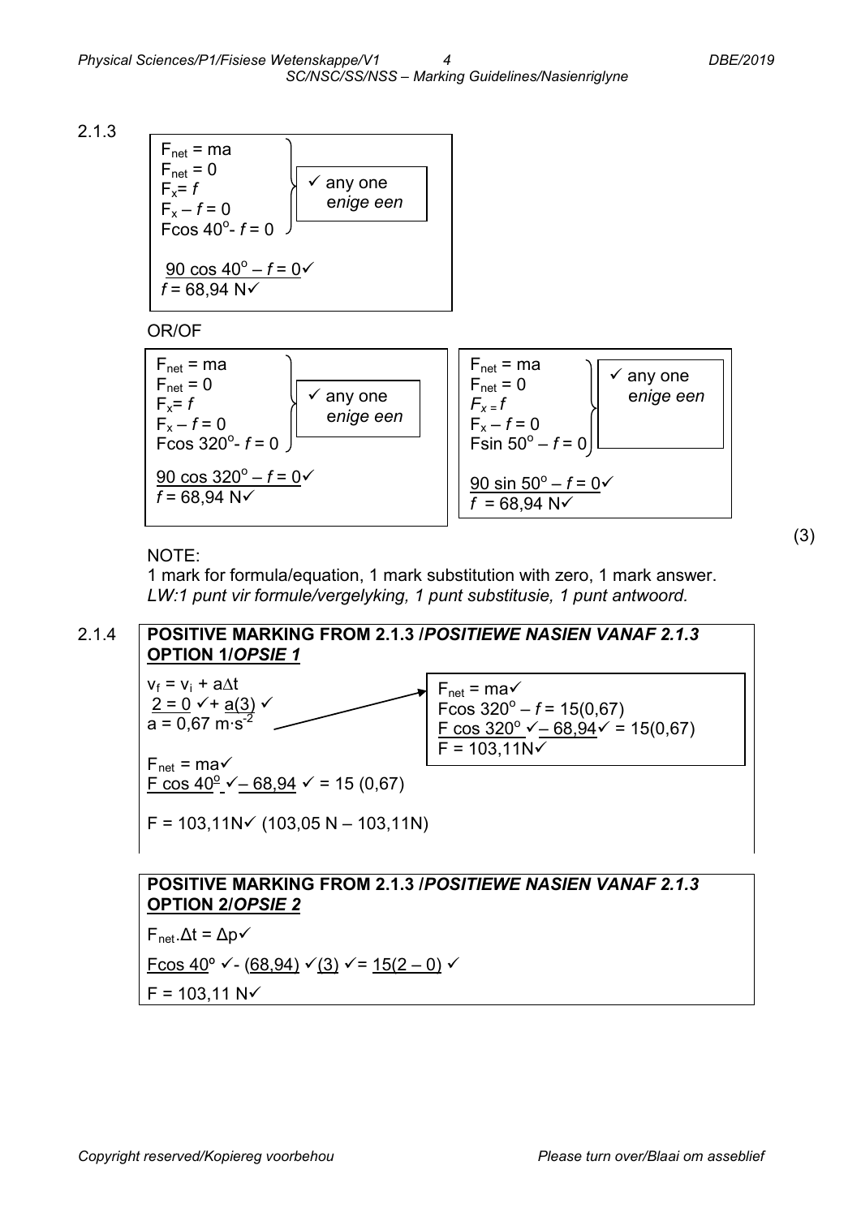2.1.3

$F_{net} = ma$
$F_{net} = 0$
$F_x = f$
$F_x - f = 0$
$F\cos 40^\circ - f = 0$

✓ any one / *enige een*

$\underline{90 \cos 40^\circ - f = 0}$ ✓
$f = 68{,}94$ N ✓

OR/OF

$F_{net} = ma$
$F_{net} = 0$
$F_x = f$
$F_x - f = 0$
$F\cos 320^\circ - f = 0$

✓ any one / *enige een*

$\underline{90 \cos 320^\circ - f = 0}$ ✓
$f = 68{,}94$ N ✓

$F_{net} = ma$
$F_{net} = 0$
$F_x = f$
$F_x - f = 0$
$F\sin 50^\circ - f = 0$

✓ any one / *enige een*

$\underline{90 \sin 50^\circ - f = 0}$ ✓
$f = 68{,}94$ N ✓

(3)

NOTE:
1 mark for formula/equation, 1 mark substitution with zero, 1 mark answer.
*LW:1 punt vir formule/vergelyking, 1 punt substitusie, 1 punt antwoord.*

2.1.4

**POSITIVE MARKING FROM 2.1.3 /*POSITIEWE NASIEN VANAF 2.1.3***
**OPTION 1/*OPSIE 1***

$v_f = v_i + a\Delta t$
$\underline{2 = 0}$ ✓ $+ \underline{a(3)}$ ✓
$a = 0{,}67 \text{ m}\cdot\text{s}^{-2}$

$F_{net} = ma$ ✓
$\underline{F \cos 40^\circ}$ ✓ $\underline{- 68{,}94}$ ✓ $= 15 (0{,}67)$

$F = 103{,}11$N ✓ (103,05 N – 103,11N)

$F_{net} = ma$ ✓
$F\cos 320^\circ - f = 15(0{,}67)$
$\underline{F \cos 320^\circ}$ ✓ $\underline{- 68{,}94}$ ✓ $= 15(0{,}67)$
$F = 103{,}11$N ✓

**POSITIVE MARKING FROM 2.1.3 /*POSITIEWE NASIEN VANAF 2.1.3***
**OPTION 2/*OPSIE 2***

$F_{net}.\Delta t = \Delta p$ ✓

$\underline{F\cos 40^\circ}$ ✓ $- \underline{(68{,}94)}$ ✓ $\underline{(3)}$ ✓ $= \underline{15(2 - 0)}$ ✓

$F = 103{,}11$ N ✓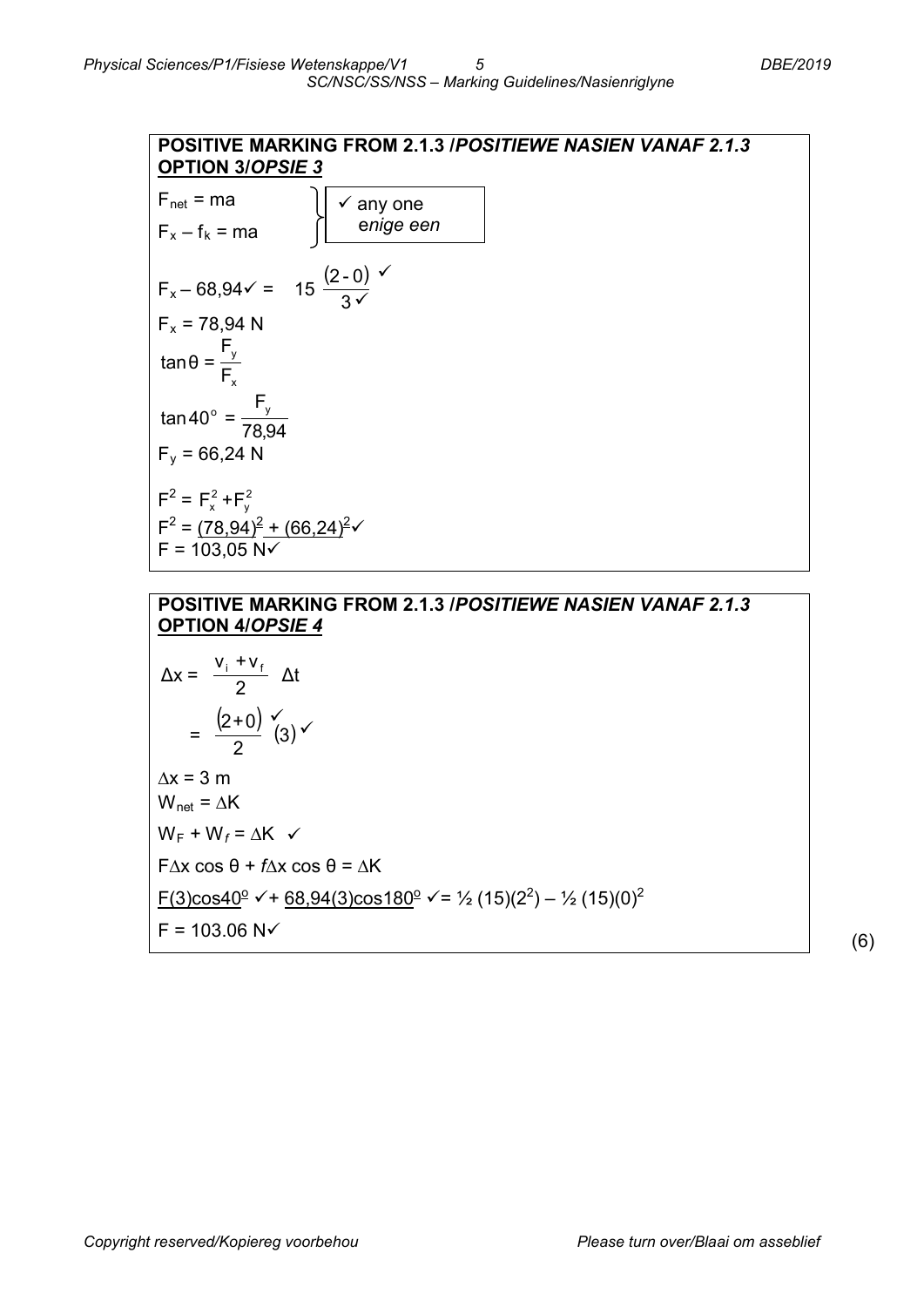**POSITIVE MARKING FROM 2.1.3 /*POSITIEWE NASIEN VANAF 2.1.3***
**OPTION 3/*OPSIE 3***

$F_{net} = ma$
$F_x – f_k = ma$
✓ any one / *enige een*

$F_x – 68,94$ ✓ $= 15 \frac{(2-0)}{3}$ ✓ ✓

$F_x = 78,94$ N

$\tan\theta = \frac{F_y}{F_x}$

$\tan 40° = \frac{F_y}{78,94}$

$F_y = 66,24$ N

$F^2 = F_x^2 + F_y^2$

$F^2 = (78,94)^2 + (66,24)^2$ ✓

$F = 103,05$ N ✓

**POSITIVE MARKING FROM 2.1.3 /*POSITIEWE NASIEN VANAF 2.1.3***
**OPTION 4/*OPSIE 4***

$\Delta x = \frac{v_i + v_f}{2} \Delta t$

$= \frac{(2+0)}{2}(3)$ ✓ ✓

$\Delta x = 3$ m

$W_{net} = \Delta K$

$W_F + W_f = \Delta K$ ✓

$F\Delta x \cos\theta + f\Delta x \cos\theta = \Delta K$

$F(3)\cos 40°$ ✓ $+ 68,94(3)\cos 180°$ ✓ $= ½ (15)(2^2) – ½ (15)(0)^2$

$F = 103.06$ N ✓

(6)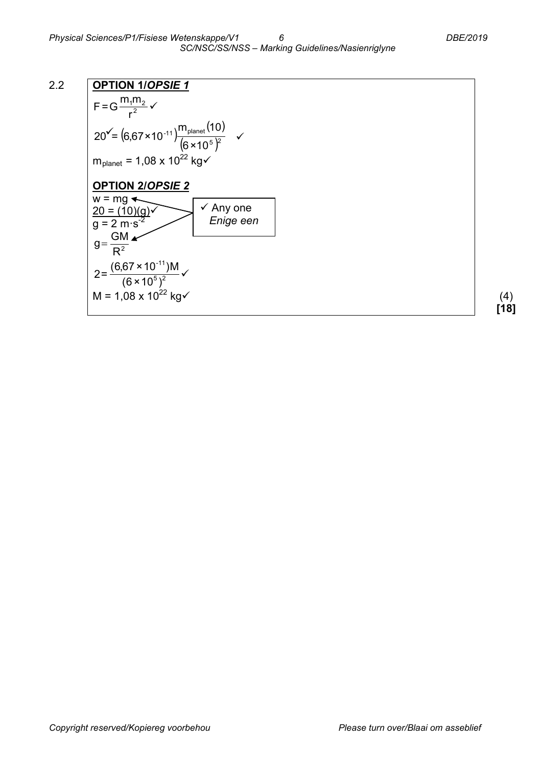2.2

**OPTION 1/*OPSIE 1***

$F = G\frac{m_1 m_2}{r^2}$ ✓

$20$✓ $= (6{,}67\times10^{-11})\frac{m_{planet}(10)}{(6\times10^5)^2}$ ✓

$m_{planet} = 1{,}08 \times 10^{22}$ kg✓

**OPTION 2/*OPSIE 2***

$w = mg$

$20 = (10)(g)$✓

$g = 2 \text{ m·s}^{-2}$

$g = \frac{GM}{R^2}$

✓ Any one / *Enige een*

$2 = \frac{(6{,}67\times10^{-11})M}{(6\times10^5)^2}$ ✓

$M = 1{,}08 \times 10^{22}$ kg✓

(4)

**[18]**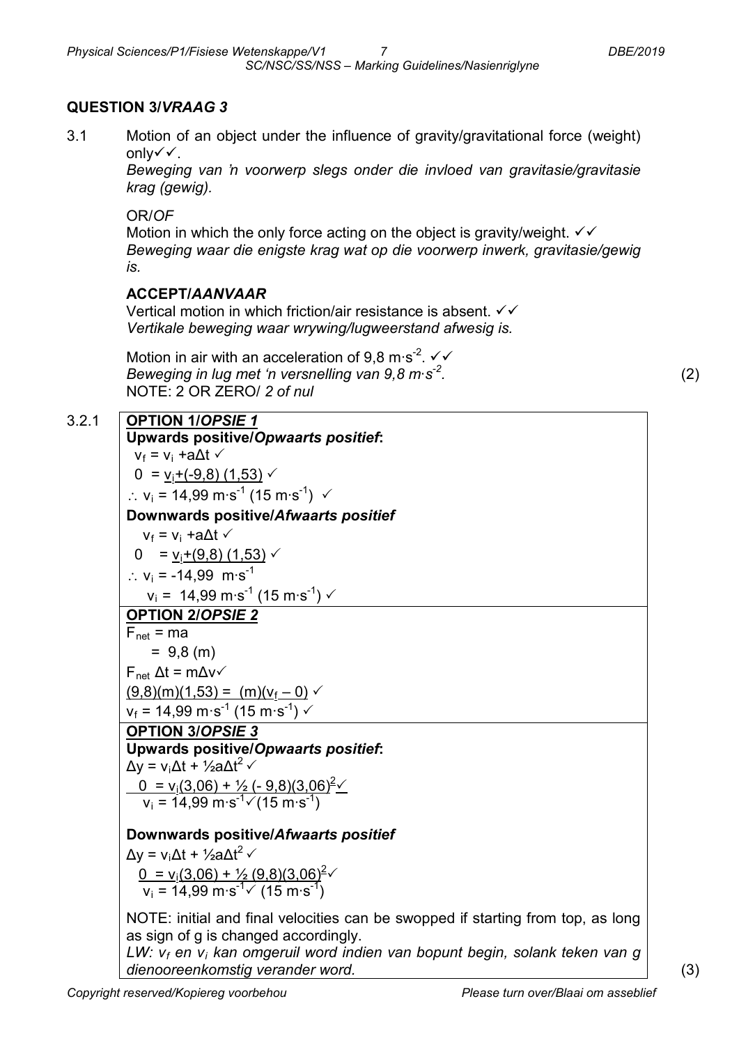## QUESTION 3/*VRAAG 3*

3.1 Motion of an object under the influence of gravity/gravitational force (weight) only✓✓.
*Beweging van 'n voorwerp slegs onder die invloed van gravitasie/gravitasie krag (gewig).*

OR/*OF*
Motion in which the only force acting on the object is gravity/weight. ✓✓
*Beweging waar die enigste krag wat op die voorwerp inwerk, gravitasie/gewig is.*

**ACCEPT/*AANVAAR***
Vertical motion in which friction/air resistance is absent. ✓✓
*Vertikale beweging waar wrywing/lugweerstand afwesig is.*

Motion in air with an acceleration of 9,8 $m·s^{-2}$. ✓✓
*Beweging in lug met 'n versnelling van 9,8 $m·s^{-2}$.*
NOTE: 2 OR ZERO/ *2 of nul* (2)

3.2.1

**OPTION 1/*OPSIE 1***

**Upwards positive/*Opwaarts positief*:**

$v_f = v_i + a\Delta t$ ✓

$0 = \underline{v_i + (-9,8)(1,53)}$ ✓

$\therefore v_i = 14,99\ m·s^{-1}\ (15\ m·s^{-1})$ ✓

**Downwards positive/*Afwaarts positief***

$v_f = v_i + a\Delta t$ ✓

$0 = \underline{v_i + (9,8)(1,53)}$ ✓

$\therefore v_i = -14,99\ m·s^{-1}$

$v_i = 14,99\ m·s^{-1}\ (15\ m·s^{-1})$ ✓

**OPTION 2/*OPSIE 2***

$F_{net} = ma$
$= 9,8\ (m)$

$F_{net}\ \Delta t = m\Delta v$ ✓

$\underline{(9,8)(m)(1,53) = (m)(v_f - 0)}$ ✓

$v_f = 14,99\ m·s^{-1}\ (15\ m·s^{-1})$ ✓

**OPTION 3/*OPSIE 3***

**Upwards positive/*Opwaarts positief*:**

$\Delta y = v_i\Delta t + \frac{1}{2}a\Delta t^2$ ✓

$\underline{0 = v_i(3,06) + \frac{1}{2}(-9,8)(3,06)^2}$ ✓

$v_i = 14,99\ m·s^{-1}$ ✓ $(15\ m·s^{-1})$

**Downwards positive/*Afwaarts positief***

$\Delta y = v_i\Delta t + \frac{1}{2}a\Delta t^2$ ✓

$\underline{0 = v_i(3,06) + \frac{1}{2}(9,8)(3,06)^2}$ ✓

$v_i = 14,99\ m·s^{-1}$ ✓ $(15\ m·s^{-1})$

NOTE: initial and final velocities can be swopped if starting from top, as long as sign of g is changed accordingly.
*LW: $v_f$ en $v_i$ kan omgeruil word indien van bopunt begin, solank teken van g dienooreenkomstig verander word.* (3)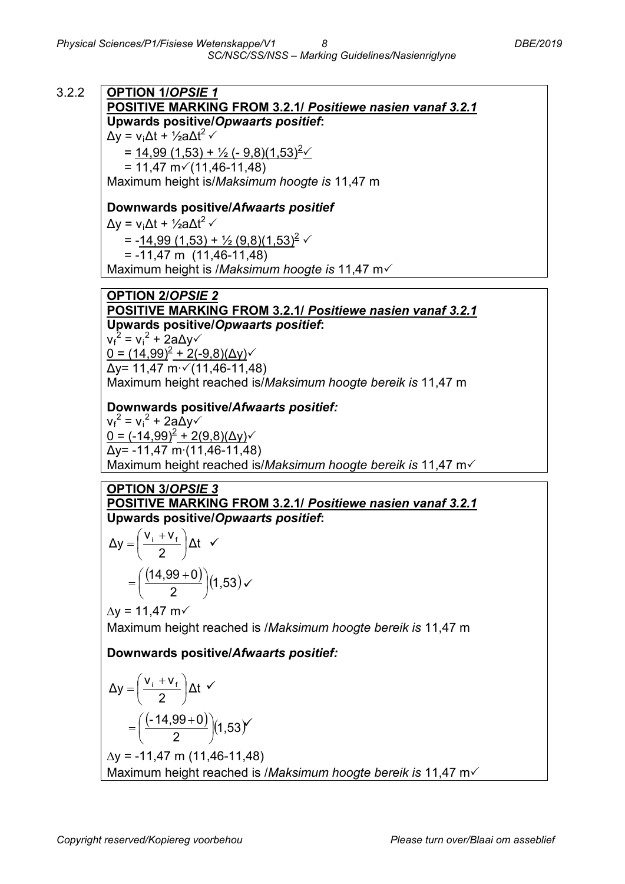3.2.2

**OPTION 1/*OPSIE 1***

**POSITIVE MARKING FROM 3.2.1/ *Positiewe nasien vanaf 3.2.1***

**Upwards positive/*Opwaarts positief*:**

$\Delta y = v_i\Delta t + \frac{1}{2}a\Delta t^2$ ✓

$= 14,99\ (1,53) + \frac{1}{2}\ (-\ 9,8)(1,53)^2$ ✓

$= 11,47$ m ✓ (11,46-11,48)

Maximum height is/*Maksimum hoogte is* 11,47 m

**Downwards positive/*Afwaarts positief***

$\Delta y = v_i\Delta t + \frac{1}{2}a\Delta t^2$ ✓

$= -14,99\ (1,53) + \frac{1}{2}\ (9,8)(1,53)^2$ ✓

$= -11,47$ m (11,46-11,48)

Maximum height is /*Maksimum hoogte is* 11,47 m ✓

**OPTION 2/*OPSIE 2***

**POSITIVE MARKING FROM 3.2.1/ *Positiewe nasien vanaf 3.2.1***

**Upwards positive/*Opwaarts positief*:**

$v_f^2 = v_i^2 + 2a\Delta y$ ✓

$0 = (14,99)^2 + 2(-9,8)(\Delta y)$ ✓

$\Delta y = 11,47$ m ✓ (11,46-11,48)

Maximum height reached is/*Maksimum hoogte bereik is* 11,47 m

**Downwards positive/*Afwaarts positief:***

$v_f^2 = v_i^2 + 2a\Delta y$ ✓

$0 = (-14,99)^2 + 2(9,8)(\Delta y)$ ✓

$\Delta y = -11,47$ m (11,46-11,48)

Maximum height reached is/*Maksimum hoogte bereik is* 11,47 m ✓

**OPTION 3/*OPSIE 3***

**POSITIVE MARKING FROM 3.2.1/ *Positiewe nasien vanaf 3.2.1***

**Upwards positive/*Opwaarts positief*:**

$$\Delta y = \left(\frac{v_i + v_f}{2}\right)\Delta t \checkmark$$

$$= \left(\frac{(14,99 + 0)}{2}\right)(1,53) \checkmark$$

$\Delta y = 11,47$ m ✓

Maximum height reached is /*Maksimum hoogte bereik is* 11,47 m

**Downwards positive/*Afwaarts positief:***

$$\Delta y = \left(\frac{v_i + v_f}{2}\right)\Delta t \checkmark$$

$$= \left(\frac{(-14,99 + 0)}{2}\right)(1,53) \checkmark$$

$\Delta y = -11,47$ m (11,46-11,48)

Maximum height reached is /*Maksimum hoogte bereik is* 11,47 m ✓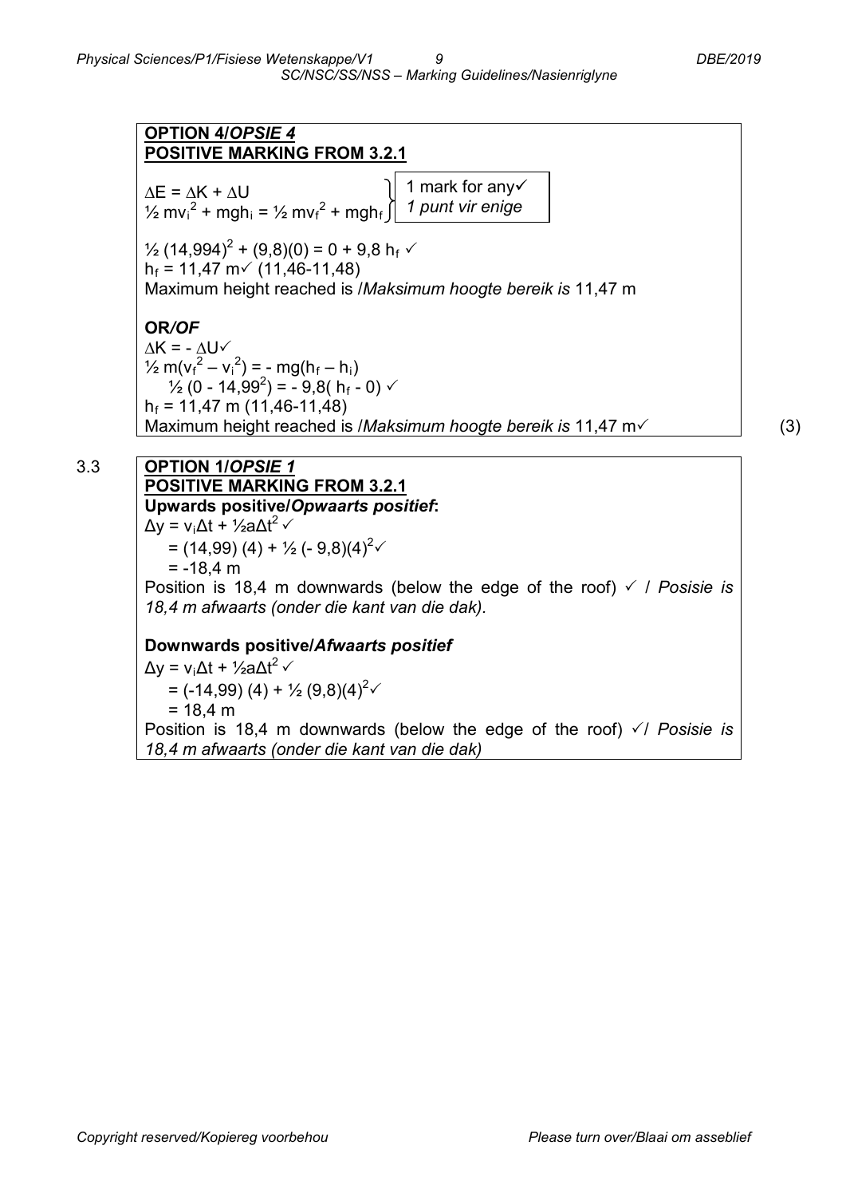**OPTION 4/*OPSIE 4***
**POSITIVE MARKING FROM 3.2.1**

$\Delta E = \Delta K + \Delta U$
$\frac{1}{2} m v_i^2 + mgh_i = \frac{1}{2} m v_f^2 + mgh_f$ — 1 mark for any ✓ / *1 punt vir enige*

$\frac{1}{2}(14{,}994)^2 + (9{,}8)(0) = 0 + 9{,}8\, h_f$ ✓
$h_f = 11{,}47$ m ✓ (11,46-11,48)
Maximum height reached is /*Maksimum hoogte bereik is* 11,47 m

**OR/*OF***

$\Delta K = -\Delta U$ ✓
$\frac{1}{2} m(v_f^2 - v_i^2) = -mg(h_f - h_i)$
$\frac{1}{2}(0 - 14{,}99^2) = -9{,}8(h_f - 0)$ ✓
$h_f = 11{,}47$ m (11,46-11,48)
Maximum height reached is /*Maksimum hoogte bereik is* 11,47 m ✓ (3)

3.3 **OPTION 1/*OPSIE 1***
**POSITIVE MARKING FROM 3.2.1**
**Upwards positive/*Opwaarts positief*:**

$\Delta y = v_i \Delta t + \frac{1}{2} a \Delta t^2$ ✓
$= (14{,}99)(4) + \frac{1}{2}(-9{,}8)(4)^2$ ✓
$= -18{,}4$ m

Position is 18,4 m downwards (below the edge of the roof) ✓ / *Posisie is 18,4 m afwaarts (onder die kant van die dak).*

**Downwards positive/*Afwaarts positief***

$\Delta y = v_i \Delta t + \frac{1}{2} a \Delta t^2$ ✓
$= (-14{,}99)(4) + \frac{1}{2}(9{,}8)(4)^2$ ✓
$= 18{,}4$ m

Position is 18,4 m downwards (below the edge of the roof) ✓/ *Posisie is 18,4 m afwaarts (onder die kant van die dak)*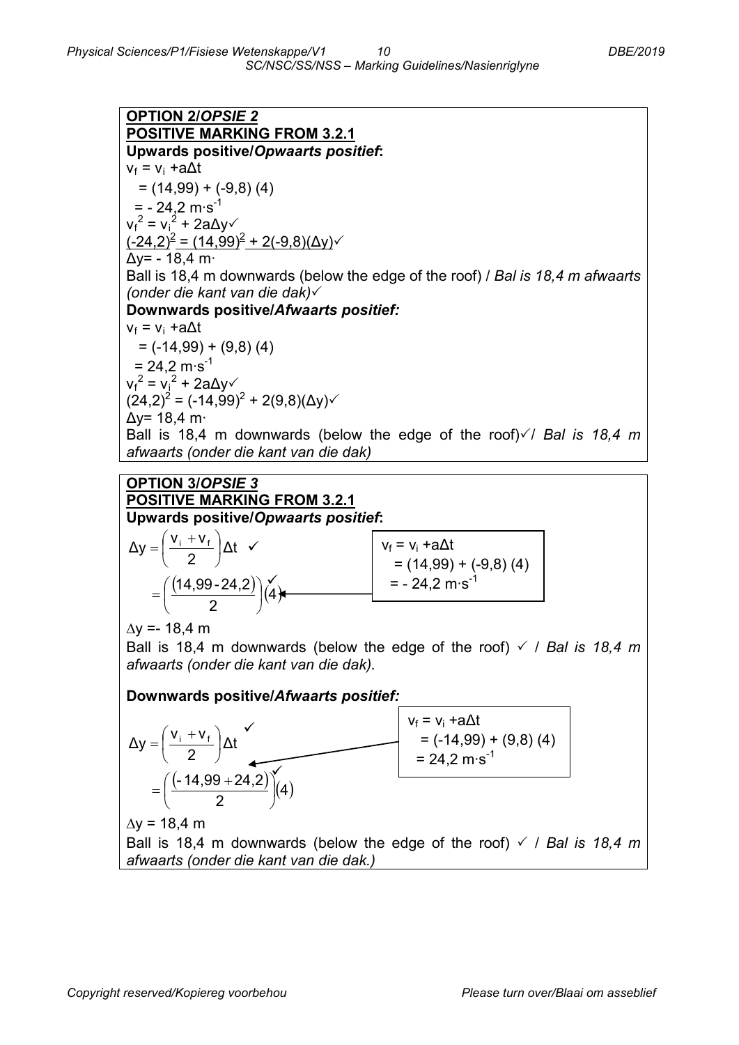**OPTION 2/*OPSIE 2***
**POSITIVE MARKING FROM 3.2.1**
**Upwards positive/*Opwaarts positief*:**

$v_f = v_i + a\Delta t$
$= (14{,}99) + (-9{,}8)(4)$
$= -24{,}2\ m{\cdot}s^{-1}$
$v_f^2 = v_i^2 + 2a\Delta y$ ✓
$(-24{,}2)^2 = (14{,}99)^2 + 2(-9{,}8)(\Delta y)$ ✓
$\Delta y = -18{,}4\ m$

Ball is 18,4 m downwards (below the edge of the roof) / *Bal is 18,4 m afwaarts (onder die kant van die dak)* ✓

**Downwards positive/*Afwaarts positief:***

$v_f = v_i + a\Delta t$
$= (-14{,}99) + (9{,}8)(4)$
$= 24{,}2\ m{\cdot}s^{-1}$
$v_f^2 = v_i^2 + 2a\Delta y$ ✓
$(24{,}2)^2 = (-14{,}99)^2 + 2(9{,}8)(\Delta y)$ ✓
$\Delta y = 18{,}4\ m$

Ball is 18,4 m downwards (below the edge of the roof) ✓/ *Bal is 18,4 m afwaarts (onder die kant van die dak)*

**OPTION 3/*OPSIE 3***
**POSITIVE MARKING FROM 3.2.1**
**Upwards positive/*Opwaarts positief*:**

$$\Delta y = \left(\frac{v_i + v_f}{2}\right)\Delta t \ ✓$$
$$= \left(\frac{(14{,}99 - 24{,}2)}{2}\right)(4) \ ✓$$

$v_f = v_i + a\Delta t$
$= (14{,}99) + (-9{,}8)(4)$
$= -24{,}2\ m{\cdot}s^{-1}$

$\Delta y = -18{,}4\ m$

Ball is 18,4 m downwards (below the edge of the roof) ✓ / *Bal is 18,4 m afwaarts (onder die kant van die dak).*

**Downwards positive/*Afwaarts positief:***

$$\Delta y = \left(\frac{v_i + v_f}{2}\right)\Delta t \ ✓$$
$$= \left(\frac{(-14{,}99 + 24{,}2)}{2}\right)(4) \ ✓$$

$v_f = v_i + a\Delta t$
$= (-14{,}99) + (9{,}8)(4)$
$= 24{,}2\ m{\cdot}s^{-1}$

$\Delta y = 18{,}4\ m$

Ball is 18,4 m downwards (below the edge of the roof) ✓ / *Bal is 18,4 m afwaarts (onder die kant van die dak.)*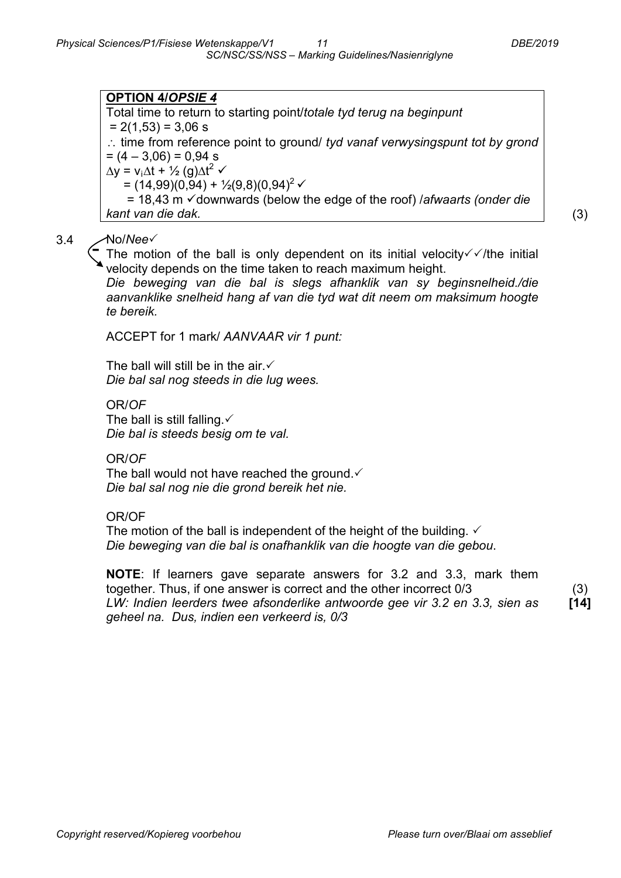**OPTION 4/*OPSIE 4***

Total time to return to starting point/*totale tyd terug na beginpunt*
= 2(1,53) = 3,06 s
∴ time from reference point to ground/ *tyd vanaf verwysingspunt tot by grond* = (4 – 3,06) = 0,94 s
$\Delta y = v_i\Delta t + ½ (g)\Delta t^2$ ✓
= (14,99)(0,94) + ½(9,8)(0,94)$^2$ ✓
= 18,43 m ✓downwards (below the edge of the roof) /*afwaarts (onder die kant van die dak.* (3)

3.4 No/*Nee*✓

The motion of the ball is only dependent on its initial velocity✓✓/the initial velocity depends on the time taken to reach maximum height.
*Die beweging van die bal is slegs afhanklik van sy beginsnelheid./die aanvanklike snelheid hang af van die tyd wat dit neem om maksimum hoogte te bereik.*

ACCEPT for 1 mark/ *AANVAAR vir 1 punt:*

The ball will still be in the air.✓
*Die bal sal nog steeds in die lug wees.*

OR/*OF*
The ball is still falling.✓
*Die bal is steeds besig om te val.*

OR/*OF*
The ball would not have reached the ground.✓
*Die bal sal nog nie die grond bereik het nie.*

OR/OF
The motion of the ball is independent of the height of the building. ✓
*Die beweging van die bal is onafhanklik van die hoogte van die gebou.*

**NOTE**: If learners gave separate answers for 3.2 and 3.3, mark them together. Thus, if one answer is correct and the other incorrect 0/3
*LW: Indien leerders twee afsonderlike antwoorde gee vir 3.2 en 3.3, sien as geheel na. Dus, indien een verkeerd is, 0/3* (3)
**[14]**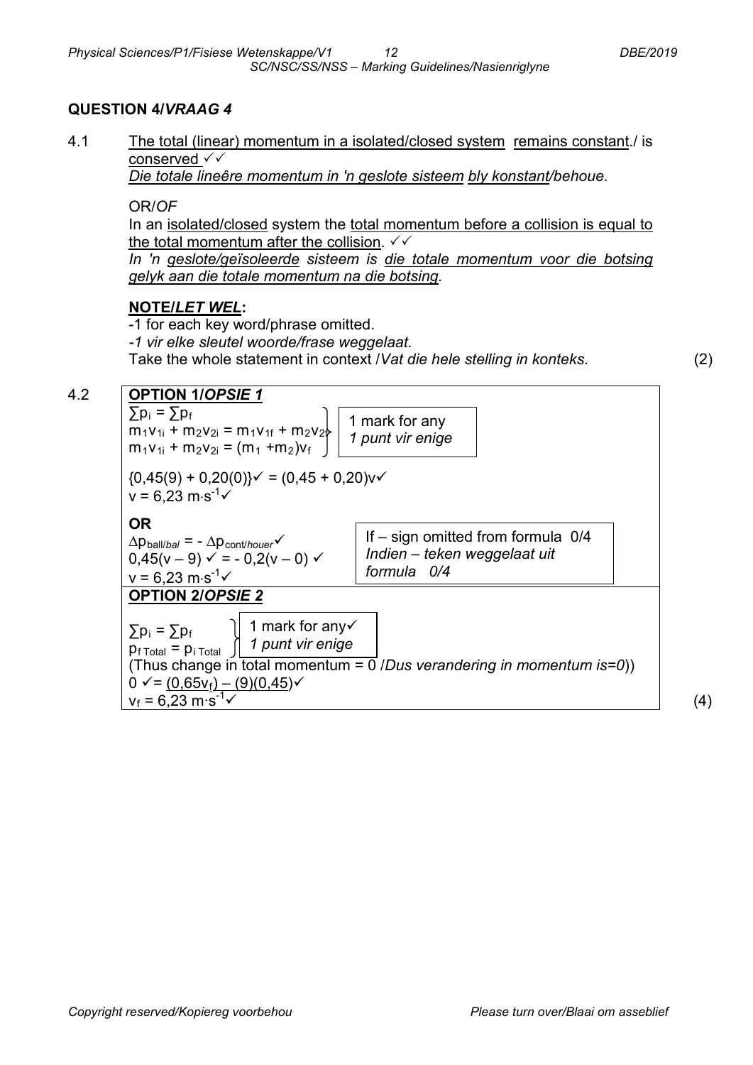## QUESTION 4/*VRAAG 4*

4.1 The total (linear) momentum in a isolated/closed system remains constant./ is conserved ✓✓
*Die totale lineêre momentum in 'n geslote sisteem bly konstant/behoue.*

OR/*OF*

In an isolated/closed system the total momentum before a collision is equal to the total momentum after the collision. ✓✓
*In 'n geslote/geïsoleerde sisteem is die totale momentum voor die botsing gelyk aan die totale momentum na die botsing.*

**NOTE/*LET WEL*:**
-1 for each key word/phrase omitted.
*-1 vir elke sleutel woorde/frase weggelaat.*
Take the whole statement in context /*Vat die hele stelling in konteks*. (2)

4.2

**OPTION 1/*OPSIE 1***

$\sum p_i = \sum p_f$
$m_1v_{1i} + m_2v_{2i} = m_1v_{1f} + m_2v_{2f}$
$m_1v_{1i} + m_2v_{2i} = (m_1 + m_2)v_f$

1 mark for any / *1 punt vir enige*

$\{0,45(9) + 0,20(0)\}$✓ $= (0,45 + 0,20)v$✓
$v = 6,23\ m{\cdot}s^{-1}$✓

**OR**

$\Delta p_{ball/bal} = -\Delta p_{cont/houer}$✓
$0,45(v - 9)$ ✓ $= -0,2(v - 0)$ ✓
$v = 6,23\ m{\cdot}s^{-1}$✓

If – sign omitted from formula 0/4
*Indien – teken weggelaat uit formula 0/4*

**OPTION 2/*OPSIE 2***

$\sum p_i = \sum p_f$
$p_{f\ Total} = p_{i\ Total}$

1 mark for any✓ / *1 punt vir enige*

(Thus change in total momentum = 0 /*Dus verandering in momentum is=0*))
$0$ ✓$= (0,65v_f) - (9)(0,45)$✓
$v_f = 6,23\ m{\cdot}s^{-1}$✓

(4)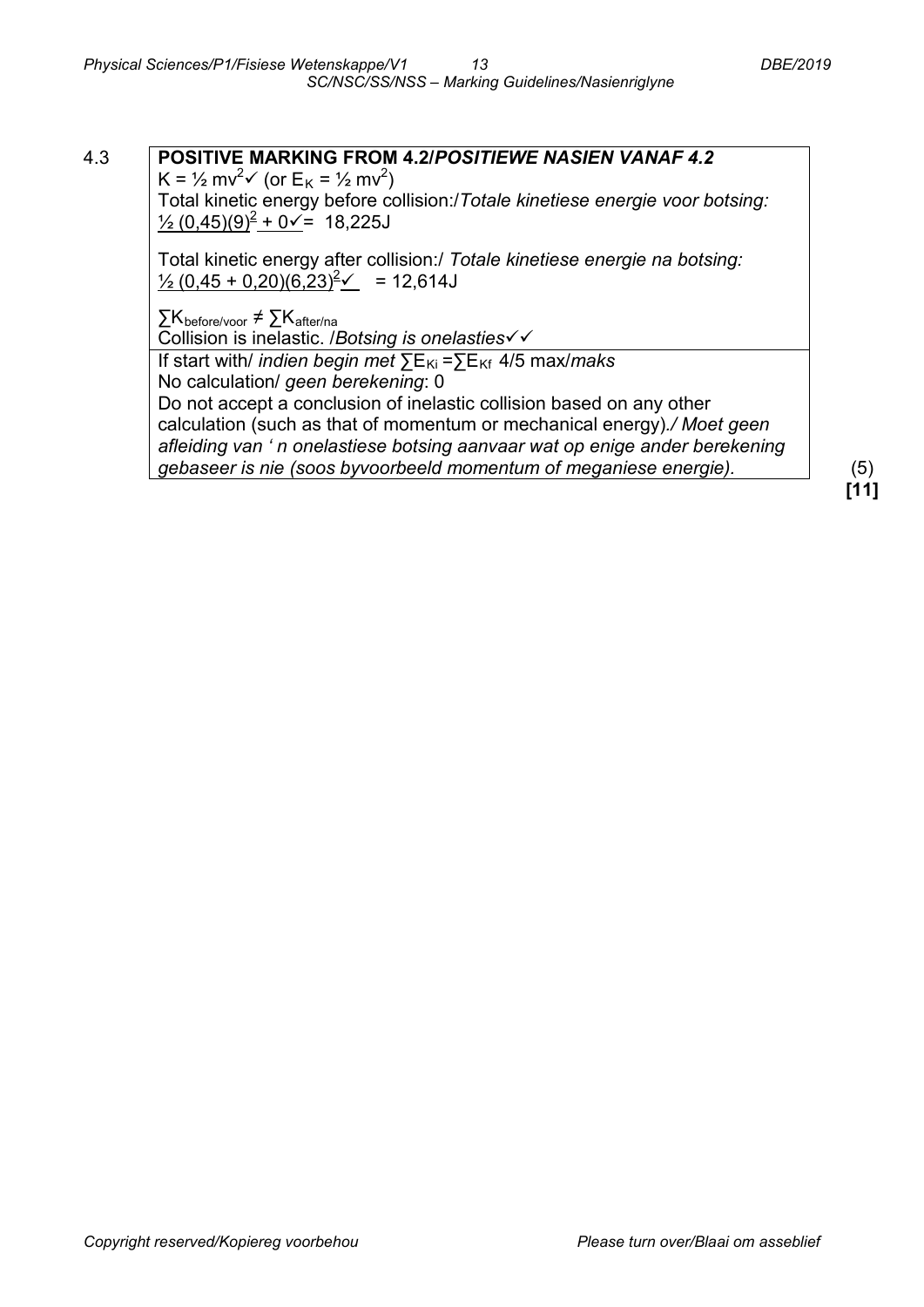4.3

| | |
|---|---|
| **POSITIVE MARKING FROM 4.2/*POSITIEWE NASIEN VANAF 4.2***<br>$K = ½ mv^2$ ✓ (or $E_K = ½ mv^2$)<br>Total kinetic energy before collision:/*Totale kinetiese energie voor botsing:*<br>$½ (0,45)(9)^2 + 0$ ✓ = 18,225J<br><br>Total kinetic energy after collision:/ *Totale kinetiese energie na botsing:*<br>$½ (0,45 + 0,20)(6,23)^2$ ✓ = 12,614J<br><br>$\sum K_{before/voor} \neq \sum K_{after/na}$<br>Collision is inelastic. /*Botsing is onelasties* ✓✓ | (5) |
| If start with/ *indien begin met* $\sum E_{Ki} = \sum E_{Kf}$ 4/5 max/*maks*<br>No calculation/ *geen berekening*: 0<br>Do not accept a conclusion of inelastic collision based on any other calculation (such as that of momentum or mechanical energy)./ *Moet geen afleiding van ' n onelastiese botsing aanvaar wat op enige ander berekening gebaseer is nie (soos byvoorbeeld momentum of meganiese energie).* | |

**[11]**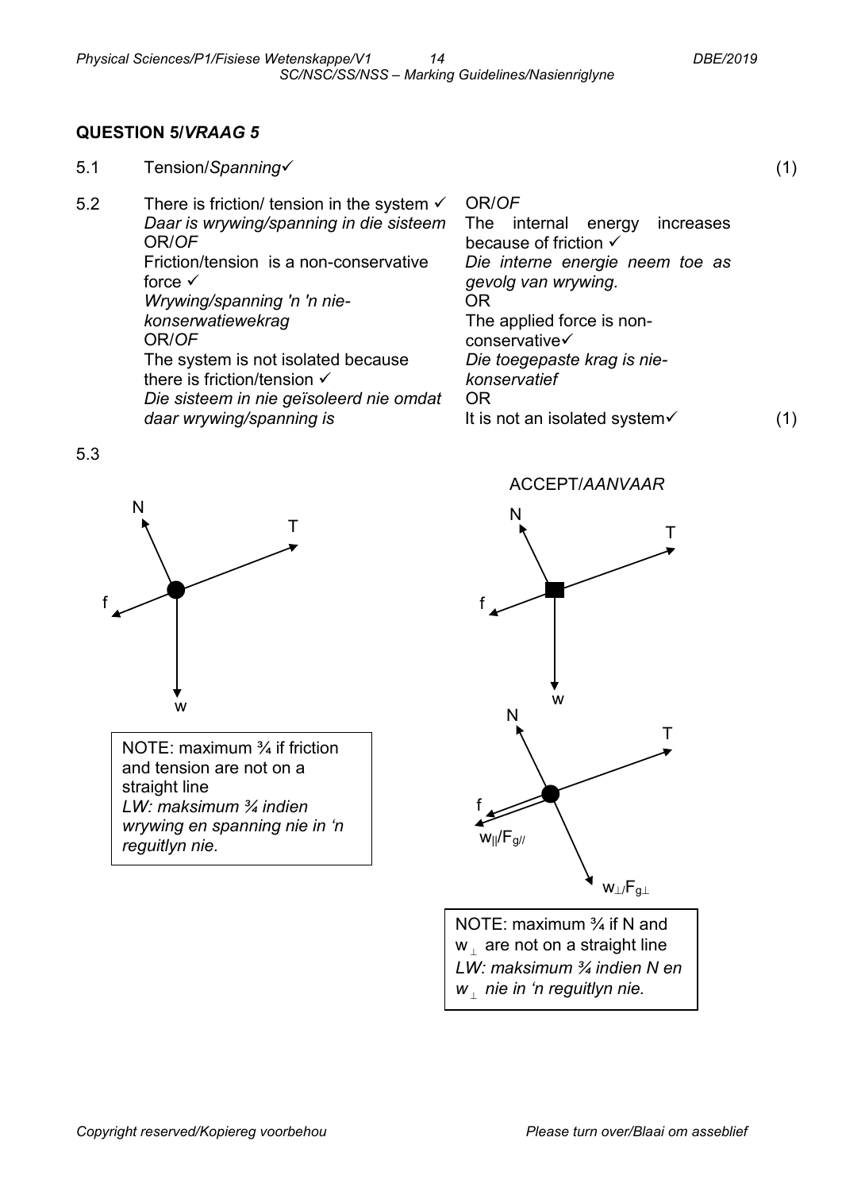## QUESTION 5/*VRAAG 5*

5.1 Tension/*Spanning*✓ (1)

5.2 There is friction/ tension in the system ✓
*Daar is wrywing/spanning in die sisteem*
OR/*OF*
Friction/tension is a non-conservative force ✓
*Wrywing/spanning 'n 'n nie-konserwatiewekrag*
OR/*OF*
The system is not isolated because there is friction/tension ✓
*Die sisteem in nie geïsoleerd nie omdat daar wrywing/spanning is*
OR/*OF*
The internal energy increases because of friction ✓
*Die interne energie neem toe as gevolg van wrywing.*
OR
The applied force is non-conservative✓
*Die toegepaste krag is nie-konservatief*
OR
It is not an isolated system✓ (1)

5.3

N
T
f
w

NOTE: maximum ¾ if friction and tension are not on a straight line
*LW: maksimum ¾ indien wrywing en spanning nie in 'n reguitlyn nie.*

ACCEPT/*AANVAAR*

N
T
f
w

N
T
f
$w_{||}/F_{g//}$
$w_{\perp}/F_{g\perp}$

NOTE: maximum ¾ if N and $w_{\perp}$ are not on a straight line
*LW: maksimum ¾ indien N en $w_{\perp}$ nie in 'n reguitlyn nie.*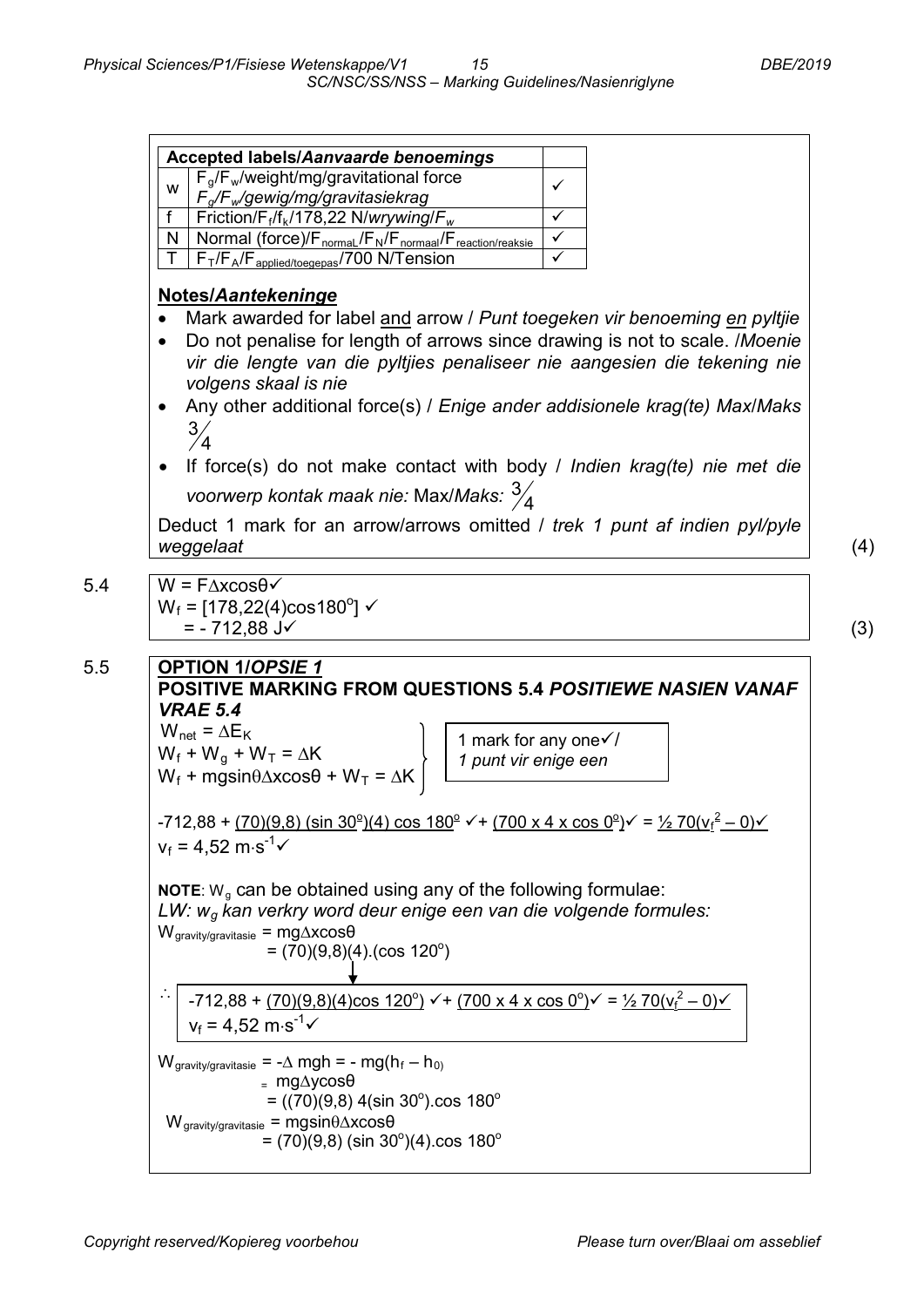| Accepted labels/*Aanvaarde benoemings* | | |
|---|---|---|
| w | $F_g$/$F_w$/weight/mg/gravitational force *$F_g$/$F_w$/gewig/mg/gravitasiekrag* | ✓ |
| f | Friction/$F_f$/$f_k$/178,22 N/*wrywing*/$F_w$ | ✓ |
| N | Normal (force)/$F_{normaL}$/$F_N$/$F_{normaal}$/$F_{reaction/reaksie}$ | ✓ |
| T | $F_T$/$F_A$/$F_{applied/toegepas}$/700 N/Tension | ✓ |

**Notes/*Aantekeninge***

- Mark awarded for label and arrow / *Punt toegeken vir benoeming en pyltjie*
- Do not penalise for length of arrows since drawing is not to scale. /*Moenie vir die lengte van die pyltjies penaliseer nie aangesien die tekening nie volgens skaal is nie*
- Any other additional force(s) / *Enige ander addisionele krag(te)* Max/*Maks* $\frac{3}{4}$
- If force(s) do not make contact with body / *Indien krag(te) nie met die voorwerp kontak maak nie:* Max/*Maks:* $\frac{3}{4}$

Deduct 1 mark for an arrow/arrows omitted / *trek 1 punt af indien pyl/pyle weggelaat* (4)

5.4

$W = F\Delta x\cos\theta$ ✓
$W_f = [178{,}22(4)\cos 180^o]$ ✓
$= -712{,}88$ J ✓ (3)

5.5

**OPTION 1/*OPSIE 1***

**POSITIVE MARKING FROM QUESTIONS 5.4 *POSITIEWE NASIEN VANAF VRAE 5.4***

$W_{net} = \Delta E_K$
$W_f + W_g + W_T = \Delta K$
$W_f + mg\sin\theta\Delta x\cos\theta + W_T = \Delta K$

1 mark for any one ✓/ *1 punt vir enige een*

$-712{,}88 + \underline{(70)(9{,}8)(\sin 30^o)(4)\cos 180^o}$ ✓ $+ \underline{(700 \times 4 \times \cos 0^o)}$ ✓ $= \underline{\frac{1}{2}70(v_f^2 - 0)}$ ✓
$v_f = 4{,}52$ m·s$^{-1}$ ✓

**NOTE**: $W_g$ can be obtained using any of the following formulae:
*LW: $w_g$ kan verkry word deur enige een van die volgende formules:*

$W_{gravity/gravitasie} = mg\Delta x\cos\theta$
$= (70)(9{,}8)(4).(\cos 120^o)$

∴ $-712{,}88 + \underline{(70)(9{,}8)(4)\cos 120^o}$ ✓ $+ \underline{(700 \times 4 \times \cos 0^o)}$ ✓ $= \underline{\frac{1}{2}70(v_f^2 - 0)}$ ✓
$v_f = 4{,}52$ m·s$^{-1}$ ✓

$W_{gravity/gravitasie} = -\Delta mgh = -mg(h_f - h_0)$
$= mg\Delta y\cos\theta$
$= ((70)(9{,}8)\,4(\sin 30^o).\cos 180^o$
$W_{gravity/gravitasie} = mg\sin\theta\Delta x\cos\theta$
$= (70)(9{,}8)(\sin 30^o)(4).\cos 180^o$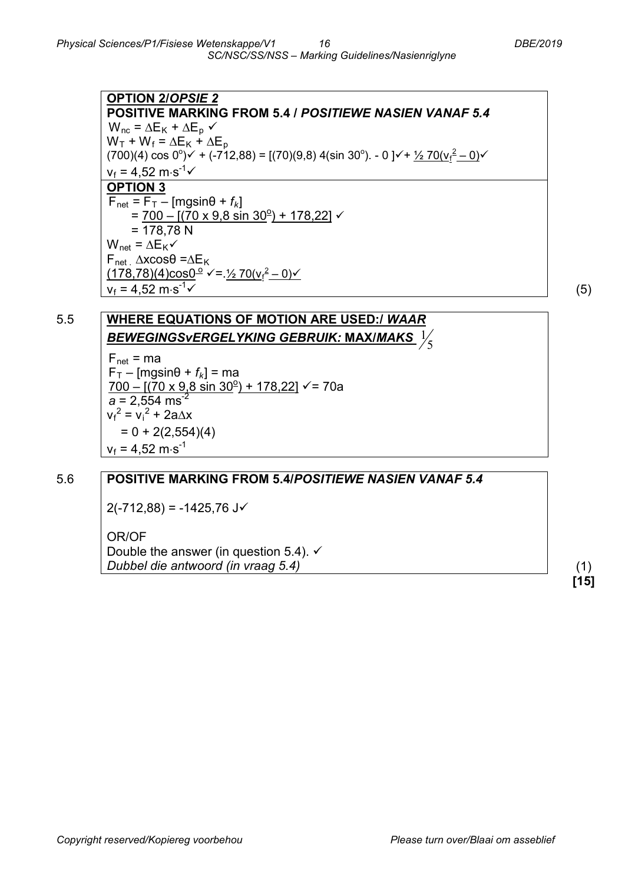**OPTION 2/*OPSIE 2***

**POSITIVE MARKING FROM 5.4 / *POSITIEWE NASIEN VANAF 5.4***

$W_{nc} = \Delta E_K + \Delta E_p$ ✓

$W_T + W_f = \Delta E_K + \Delta E_p$

$(700)(4) \cos 0^o)$✓ $+ (-712,88) = [(70)(9,8)\ 4(\sin 30^o).\ - 0\ ]$✓$+ \frac{1}{2}\ 70(v_f^2 - 0)$✓

$v_f = 4,52\ m \cdot s^{-1}$✓

**OPTION 3**

$F_{net} = F_T - [mg\sin\theta + f_k]$

$= 700 - [(70 \times 9,8 \sin 30^o) + 178,22]$ ✓

$= 178,78\ N$

$W_{net} = \Delta E_K$✓

$F_{net}\ .\ \Delta x\cos\theta = \Delta E_K$

$(178,78)(4)\cos 0^o$ ✓$= \frac{1}{2}\ 70(v_f^2 - 0)$✓

$v_f = 4,52\ m \cdot s^{-1}$✓

(5)

5.5

**WHERE EQUATIONS OF MOTION ARE USED:/ *WAAR BEWEGINGSvERGELYKING GEBRUIK:* MAX/*MAKS*** $\frac{1}{5}$

$F_{net} = ma$

$F_T - [mg\sin\theta + f_k] = ma$

$700 - [(70 \times 9,8 \sin 30^o) + 178,22]$ ✓$= 70a$

$a = 2,554\ ms^{-2}$

$v_f^2 = v_i^2 + 2a\Delta x$

$= 0 + 2(2,554)(4)$

$v_f = 4,52\ m \cdot s^{-1}$

5.6

**POSITIVE MARKING FROM 5.4/*POSITIEWE NASIEN VANAF 5.4***

$2(-712,88) = -1425,76\ J$✓

OR/OF

Double the answer (in question 5.4). ✓

*Dubbel die antwoord (in vraag 5.4)*

(1)

**[15]**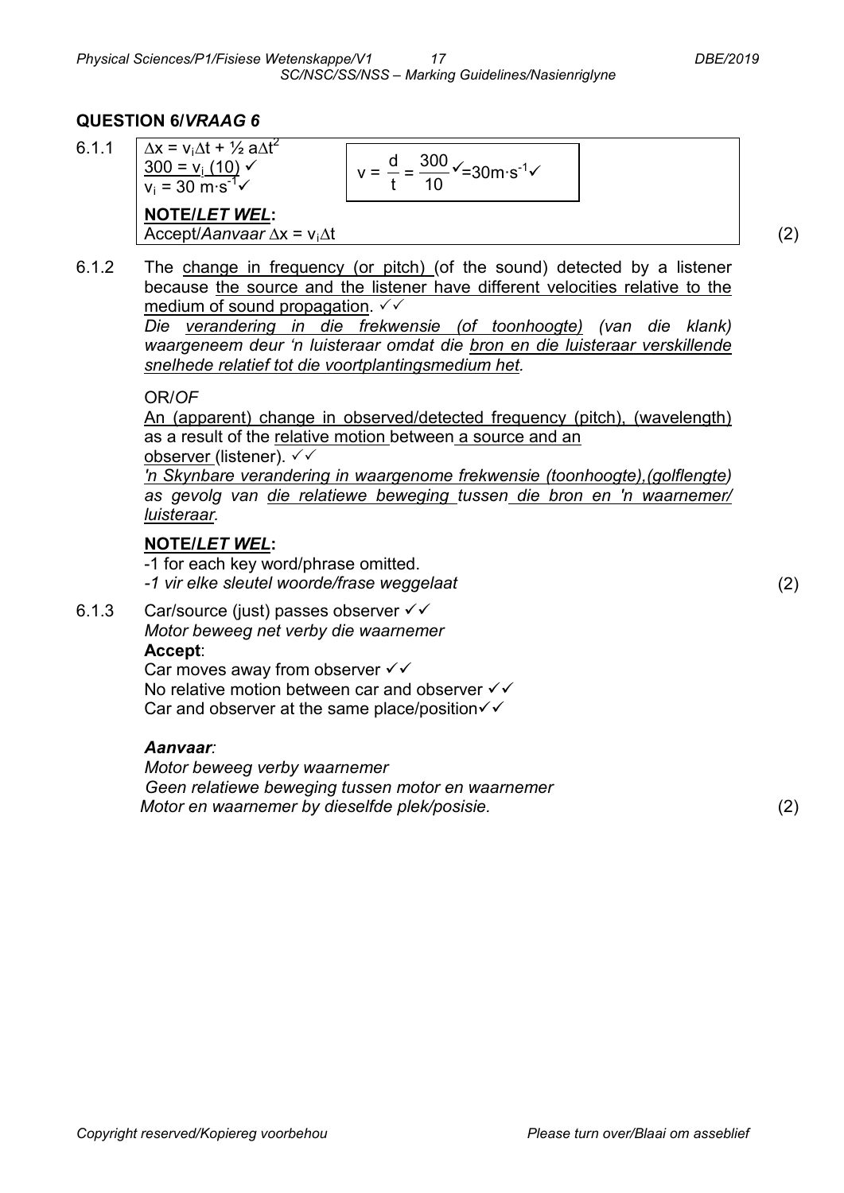## QUESTION 6/*VRAAG 6*

6.1.1

$\Delta x = v_i\Delta t + \frac{1}{2} a\Delta t^2$

$300 = v_i (10)$ ✓

$v_i = 30 \text{ m}\cdot\text{s}^{-1}$ ✓

$v = \frac{d}{t} = \frac{300}{10}$ ✓ $= 30 \text{m}\cdot\text{s}^{-1}$ ✓

**NOTE/*LET WEL*:**

Accept/*Aanvaar* $\Delta x = v_i\Delta t$ (2)

6.1.2 The change in frequency (or pitch) (of the sound) detected by a listener because the source and the listener have different velocities relative to the medium of sound propagation. ✓✓

*Die verandering in die frekwensie (of toonhoogte) (van die klank) waargeneem deur 'n luisteraar omdat die bron en die luisteraar verskillende snelhede relatief tot die voortplantingsmedium het.*

OR/*OF*

An (apparent) change in observed/detected frequency (pitch), (wavelength) as a result of the relative motion between a source and an observer (listener). ✓✓

*'n Skynbare verandering in waargenome frekwensie (toonhoogte),(golflengte) as gevolg van die relatiewe beweging tussen die bron en 'n waarnemer/ luisteraar.*

**NOTE/*LET WEL*:**

-1 for each key word/phrase omitted.

*-1 vir elke sleutel woorde/frase weggelaat* (2)

6.1.3 Car/source (just) passes observer ✓✓

*Motor beweeg net verby die waarnemer*

**Accept**:

Car moves away from observer ✓✓

No relative motion between car and observer ✓✓

Car and observer at the same place/position ✓✓

***Aanvaar:***

*Motor beweeg verby waarnemer*

*Geen relatiewe beweging tussen motor en waarnemer*

*Motor en waarnemer by dieselfde plek/posisie.* (2)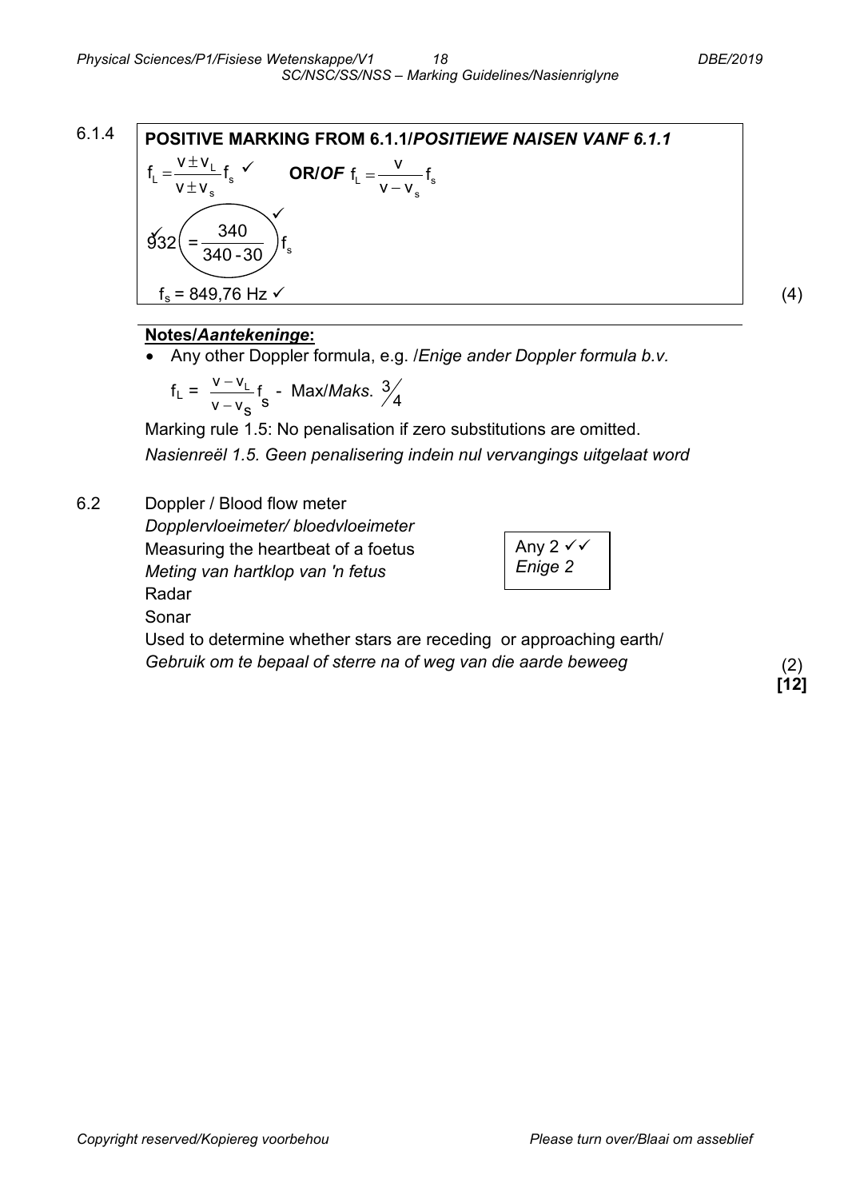6.1.4

**POSITIVE MARKING FROM 6.1.1/*POSITIEWE NAISEN VANF 6.1.1***

$f_L = \frac{v \pm v_L}{v \pm v_s} f_s$ ✓ **OR/*OF*** $f_L = \frac{v}{v - v_s} f_s$

$932$ ✓ $= \frac{340}{340 - 30}$ ✓ $f_s$

$f_s = 849{,}76$ Hz ✓ (4)

**Notes/*Aantekeninge*:**

- Any other Doppler formula, e.g. /*Enige ander Doppler formula b.v.*

  $f_L = \frac{v - v_L}{v - v_s} f_s$ - Max/*Maks*. $3/4$

  Marking rule 1.5: No penalisation if zero substitutions are omitted.

  *Nasienreël 1.5. Geen penalisering indein nul vervangings uitgelaat word*

6.2 Doppler / Blood flow meter
*Dopplervloeimeter/ bloedvloeimeter*
Measuring the heartbeat of a foetus
*Meting van hartklop van 'n fetus*
Radar
Sonar
Used to determine whether stars are receding or approaching earth/
*Gebruik om te bepaal of sterre na of weg van die aarde beweeg*

Any 2 ✓✓
*Enige 2*

(2)
**[12]**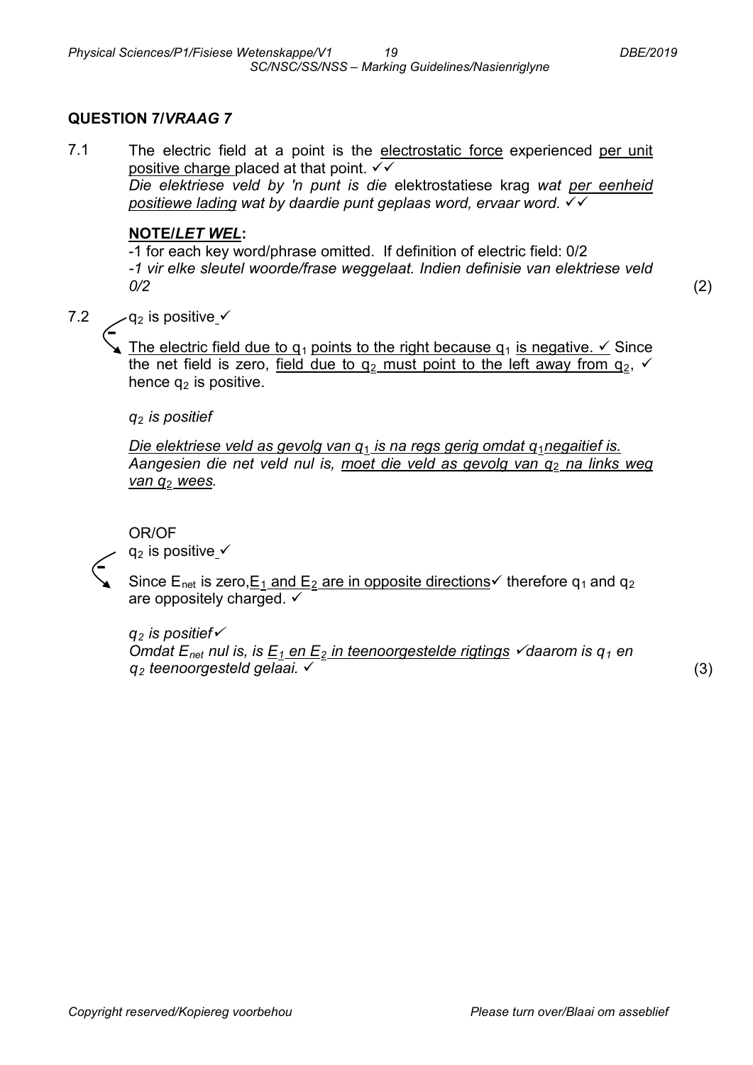## QUESTION 7/*VRAAG 7*

7.1 The electric field at a point is the electrostatic force experienced per unit positive charge placed at that point. ✓✓

*Die elektriese veld by 'n punt is die* elektrostatiese krag *wat per eenheid positiewe lading wat by daardie punt geplaas word, ervaar word.* ✓✓

**NOTE/*LET WEL*:**

-1 for each key word/phrase omitted. If definition of electric field: 0/2

*-1 vir elke sleutel woorde/frase weggelaat. Indien definisie van elektriese veld 0/2* (2)

7.2 $q_2$ is positive ✓

The electric field due to $q_1$ points to the right because $q_1$ is negative. ✓ Since the net field is zero, field due to $q_2$ must point to the left away from $q_2$, ✓ hence $q_2$ is positive.

*$q_2$ is positief*

*Die elektriese veld as gevolg van $q_1$ is na regs gerig omdat $q_1$negaitief is. Aangesien die net veld nul is, moet die veld as gevolg van $q_2$ na links weg van $q_2$ wees.*

OR/OF

$q_2$ is positive ✓

Since $E_{net}$ is zero, $E_1$ and $E_2$ are in opposite directions✓ therefore $q_1$ and $q_2$ are oppositely charged. ✓

*$q_2$ is positief*✓

*Omdat $E_{net}$ nul is, is $E_1$ en $E_2$ in teenoorgestelde rigtings* ✓*daarom is $q_1$ en $q_2$ teenoorgesteld gelaai.* ✓ (3)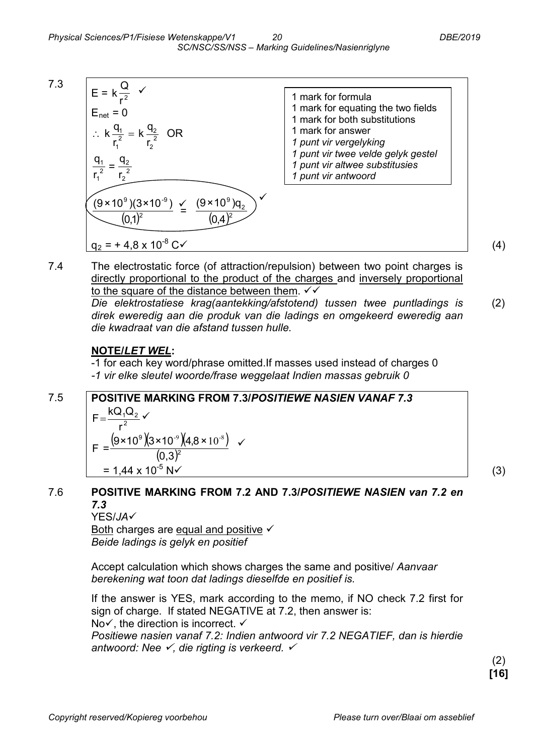7.3

$E = k\dfrac{Q}{r^2}$ ✓

$E_{net} = 0$

$\therefore\ k\dfrac{q_1}{r_1^2} = k\dfrac{q_2}{r_2^2}$ OR

$\dfrac{q_1}{r_1^2} = \dfrac{q_2}{r_2^2}$

$\dfrac{(9\times10^9)(3\times10^{-9})}{(0,1)^2}$ ✓ $= \dfrac{(9\times10^9)q_2}{(0,4)^2}$ ✓

$q_2 = +\ 4,8 \times 10^{-8}$ C✓

1 mark for formula
1 mark for equating the two fields
1 mark for both substitutions
1 mark for answer
*1 punt vir vergelyking*
*1 punt vir twee velde gelyk gestel*
*1 punt vir altwee substitusies*
*1 punt vir antwoord*

(4)

7.4 The electrostatic force (of attraction/repulsion) between two point charges is directly proportional to the product of the charges and inversely proportional to the square of the distance between them. ✓✓

*Die elektrostatiese krag(aantekking/afstotend) tussen twee puntladings is direk eweredig aan die produk van die ladings en omgekeerd eweredig aan die kwadraat van die afstand tussen hulle.* (2)

**NOTE/*LET WEL*:**

-1 for each key word/phrase omitted.If masses used instead of charges 0
*-1 vir elke sleutel woorde/frase weggelaat Indien massas gebruik 0*

7.5 **POSITIVE MARKING FROM 7.3/*POSITIEWE NASIEN VANAF 7.3***

$F = \dfrac{kQ_1Q_2}{r^2}$ ✓

$F = \dfrac{(9\times10^9)(3\times10^{-9})(4,8\times10^{-8})}{(0,3)^2}$ ✓

$= 1,44 \times 10^{-5}$ N✓

(3)

7.6 **POSITIVE MARKING FROM 7.2 AND 7.3/*POSITIEWE NASIEN van 7.2 en 7.3***

YES/*JA*✓

Both charges are equal and positive ✓
*Beide ladings is gelyk en positief*

Accept calculation which shows charges the same and positive/ *Aanvaar berekening wat toon dat ladings dieselfde en positief is.*

If the answer is YES, mark according to the memo, if NO check 7.2 first for sign of charge. If stated NEGATIVE at 7.2, then answer is:
No✓, the direction is incorrect. ✓
*Positiewe nasien vanaf 7.2: Indien antwoord vir 7.2 NEGATIEF, dan is hierdie antwoord: Nee ✓, die rigting is verkeerd.* ✓

(2)
**[16]**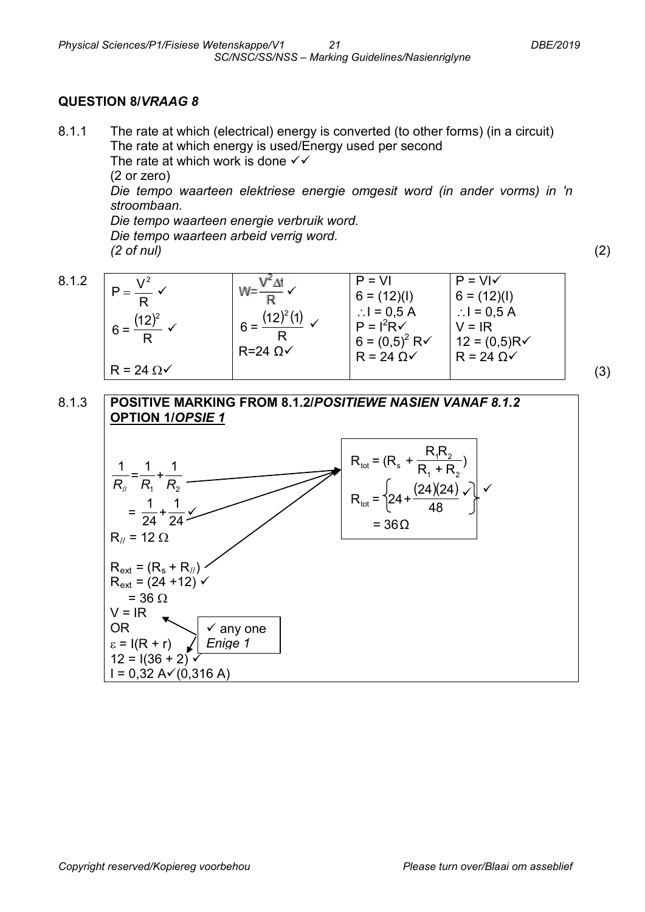## QUESTION 8/*VRAAG 8*

8.1.1 The rate at which (electrical) energy is converted (to other forms) (in a circuit)
The rate at which energy is used/Energy used per second
The rate at which work is done ✓✓
(2 or zero)
*Die tempo waarteen elektriese energie omgesit word (in ander vorms) in 'n stroombaan.*
*Die tempo waarteen energie verbruik word.*
*Die tempo waarteen arbeid verrig word.*
*(2 of nul)* (2)

8.1.2

| | | | |
|---|---|---|---|
| $P = \frac{V^2}{R}$ ✓<br>$6 = \frac{(12)^2}{R}$ ✓<br>$R = 24\ \Omega$✓ | $W = \frac{V^2 \Delta t}{R}$ ✓<br>$6 = \frac{(12)^2(1)}{R}$ ✓<br>$R = 24\ \Omega$✓ | $P = VI$<br>$6 = (12)(I)$<br>$\therefore I = 0,5$ A<br>$P = I^2R$✓<br>$6 = (0,5)^2 R$✓<br>$R = 24\ \Omega$✓ | $P = VI$✓<br>$6 = (12)(I)$<br>$\therefore I = 0,5$ A<br>$V = IR$<br>$12 = (0,5)R$✓<br>$R = 24\ \Omega$✓ |

(3)

8.1.3 **POSITIVE MARKING FROM 8.1.2/*POSITIEWE NASIEN VANAF 8.1.2***
**OPTION 1/*OPSIE 1***

$$\frac{1}{R_{//}} = \frac{1}{R_1} + \frac{1}{R_2}$$

$$= \frac{1}{24} + \frac{1}{24} \checkmark$$

$R_{//} = 12\ \Omega$

$R_{ext} = (R_s + R_{//})$
$R_{ext} = (24 + 12)$ ✓
$= 36\ \Omega$

OR

$$R_{tot} = (R_s + \frac{R_1 R_2}{R_1 + R_2})$$

$$R_{tot} = \left\{24 + \frac{(24)(24)}{48} \checkmark \right\} \checkmark$$

$= 36\ \Omega$

$V = IR$
OR
$\varepsilon = I(R + r)$

✓ any one / *Enige 1*

$12 = I(36 + 2)$ ✓
$I = 0,32$ A✓(0,316 A)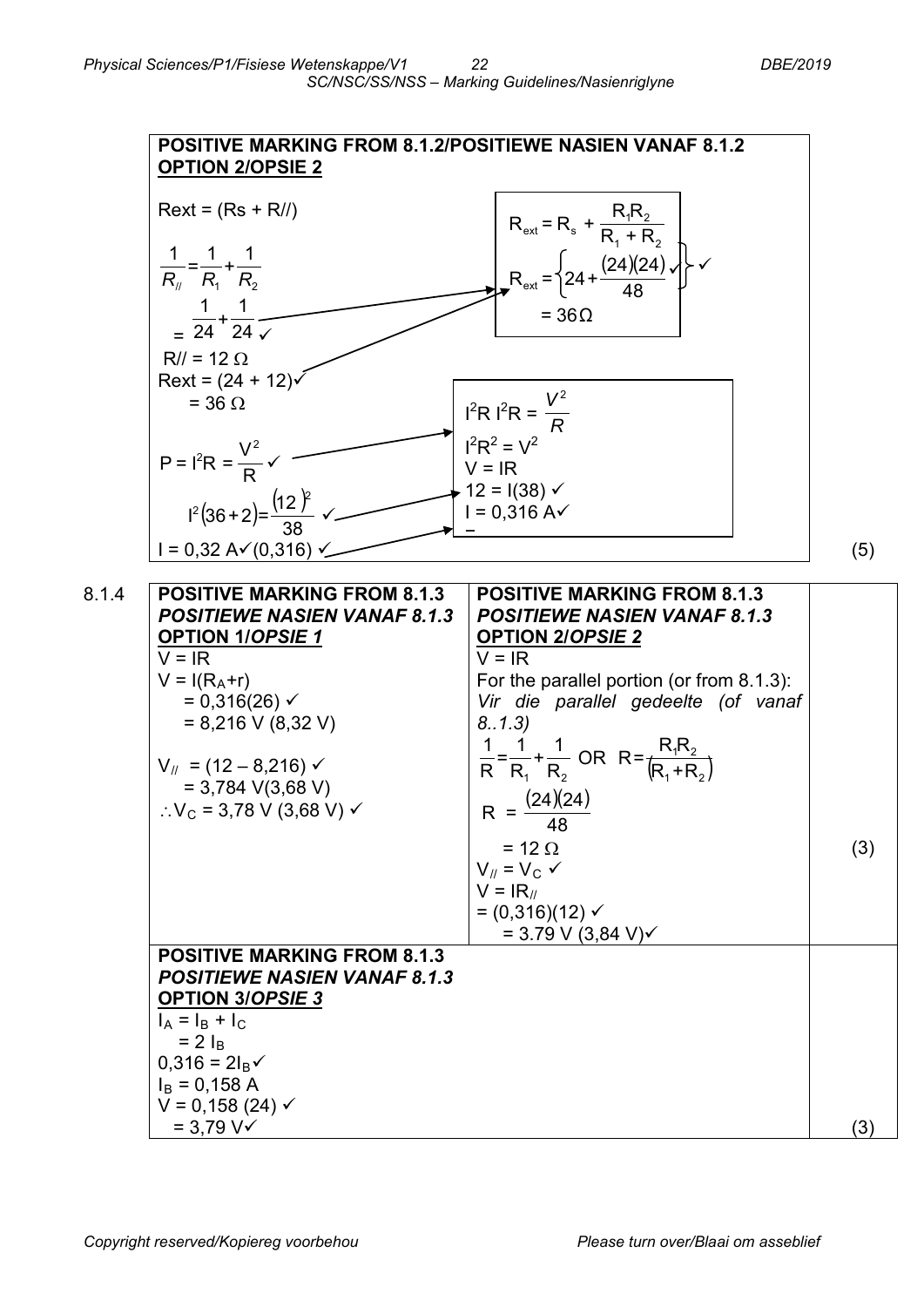**POSITIVE MARKING FROM 8.1.2/POSITIEWE NASIEN VANAF 8.1.2**
**OPTION 2/OPSIE 2**

Rext = (Rs + R//)

$\frac{1}{R_{//}} = \frac{1}{R_1} + \frac{1}{R_2}$

$= \frac{1}{24} + \frac{1}{24}$ ✓

R// = 12 Ω

Rext = (24 + 12)✓

= 36 Ω

$P = I^2R = \frac{V^2}{R}$ ✓

$I^2(36+2) = \frac{(12)^2}{38}$ ✓

I = 0,32 A✓(0,316) ✓

$R_{ext} = R_s + \frac{R_1R_2}{R_1 + R_2}$

$R_{ext} = \left\{24 + \frac{(24)(24)}{48}\right\}$ ✓

= 36Ω

$I^2R\ I^2R = \frac{V^2}{R}$

$I^2R^2 = V^2$

V = IR

12 = I(38) ✓

I = 0,316 A✓

(5)

8.1.4

| POSITIVE MARKING FROM 8.1.3 / *POSITIEWE NASIEN VANAF 8.1.3* / OPTION 1/*OPSIE 1* | POSITIVE MARKING FROM 8.1.3 / *POSITIEWE NASIEN VANAF 8.1.3* / OPTION 2/*OPSIE 2* | |
|---|---|---|
| V = IR<br>$V = I(R_A + r)$<br>= 0,316(26) ✓<br>= 8,216 V (8,32 V)<br><br>$V_{//}$ = (12 – 8,216) ✓<br>= 3,784 V(3,68 V)<br>$\therefore V_C$ = 3,78 V (3,68 V) ✓ | V = IR<br>For the parallel portion (or from 8.1.3):<br>*Vir die parallel gedeelte (of vanaf 8..1.3)*<br>$\frac{1}{R} = \frac{1}{R_1} + \frac{1}{R_2}$ OR $R = \frac{R_1R_2}{(R_1 + R_2)}$<br>$R = \frac{(24)(24)}{48}$<br>= 12 Ω<br>$V_{//} = V_C$ ✓<br>$V = IR_{//}$<br>= (0,316)(12) ✓<br>= 3.79 V (3,84 V)✓ | (3) |
| **POSITIVE MARKING FROM 8.1.3** / ***POSITIEWE NASIEN VANAF 8.1.3*** / **OPTION 3/*OPSIE 3***<br>$I_A = I_B + I_C$<br>$= 2\ I_B$<br>$0{,}316 = 2I_B$✓<br>$I_B$ = 0,158 A<br>V = 0,158 (24) ✓<br>= 3,79 V✓ | | (3) |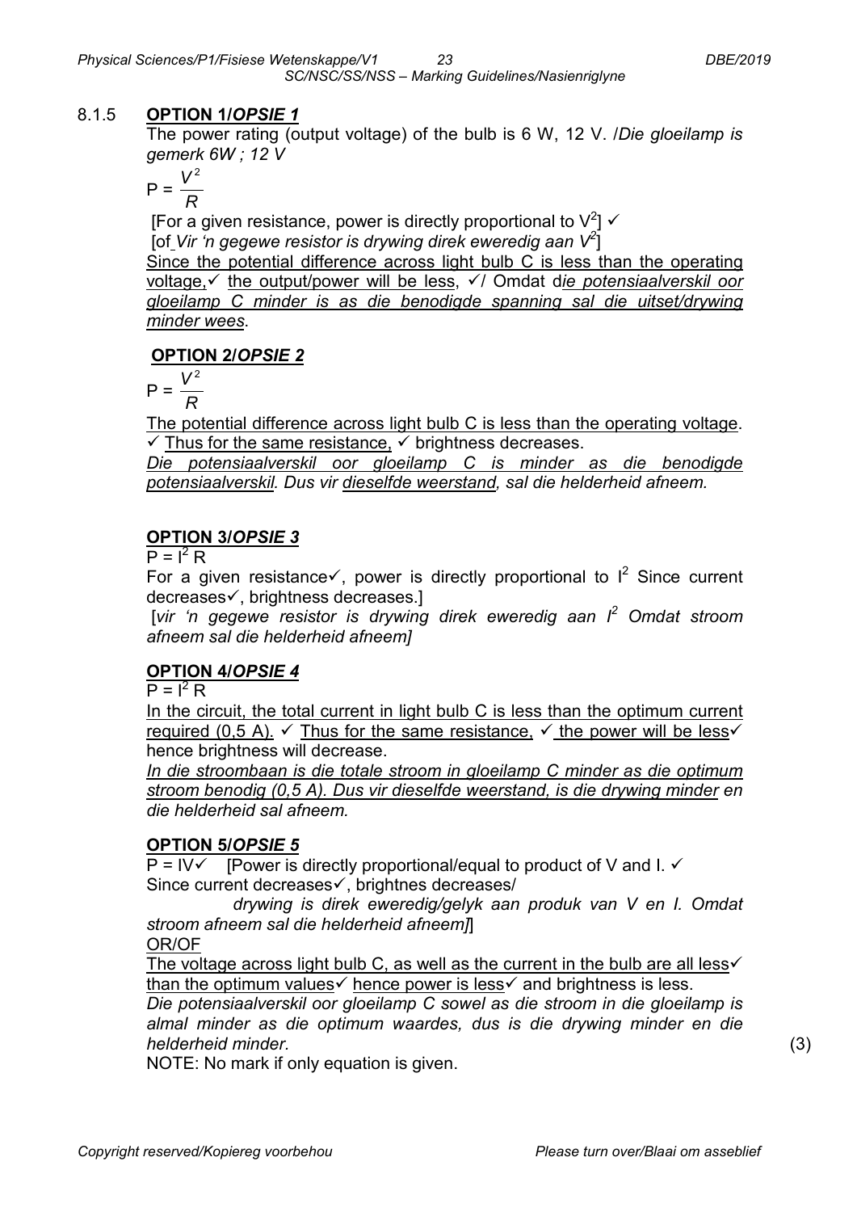8.1.5 **OPTION 1/*OPSIE 1***

The power rating (output voltage) of the bulb is 6 W, 12 V. /*Die gloeilamp is gemerk 6W ; 12 V*

$$P = \frac{V^2}{R}$$

[For a given resistance, power is directly proportional to $V^2$] ✓

[of *Vir 'n gegewe resistor is drywing direk eweredig aan $V^2$*]

Since the potential difference across light bulb C is less than the operating voltage,✓ the output/power will be less, ✓/ Omdat d*ie potensiaalverskil oor gloeilamp C minder is as die benodigde spanning sal die uitset/drywing minder wees*.

**OPTION 2/*OPSIE 2***

$$P = \frac{V^2}{R}$$

The potential difference across light bulb C is less than the operating voltage. ✓ Thus for the same resistance, ✓ brightness decreases.

*Die potensiaalverskil oor gloeilamp C is minder as die benodigde potensiaalverskil. Dus vir dieselfde weerstand, sal die helderheid afneem.*

**OPTION 3/*OPSIE 3***

$P = I^2 R$

For a given resistance✓, power is directly proportional to $I^2$ Since current decreases✓, brightness decreases.]

[*vir 'n gegewe resistor is drywing direk eweredig aan $I^2$ Omdat stroom afneem sal die helderheid afneem]*

**OPTION 4/*OPSIE 4***

$P = I^2 R$

In the circuit, the total current in light bulb C is less than the optimum current required (0,5 A). ✓ Thus for the same resistance, ✓ the power will be less✓ hence brightness will decrease.

*In die stroombaan is die totale stroom in gloeilamp C minder as die optimum stroom benodig (0,5 A). Dus vir dieselfde weerstand, is die drywing minder en die helderheid sal afneem.*

**OPTION 5/*OPSIE 5***

$P = IV$✓ [Power is directly proportional/equal to product of V and I. ✓ Since current decreases✓, brightnes decreases/

*drywing is direk eweredig/gelyk aan produk van V en I. Omdat stroom afneem sal die helderheid afneem]*]

OR/OF

The voltage across light bulb C, as well as the current in the bulb are all less✓ than the optimum values✓ hence power is less✓ and brightness is less.

*Die potensiaalverskil oor gloeilamp C sowel as die stroom in die gloeilamp is almal minder as die optimum waardes, dus is die drywing minder en die helderheid minder.* (3)

NOTE: No mark if only equation is given.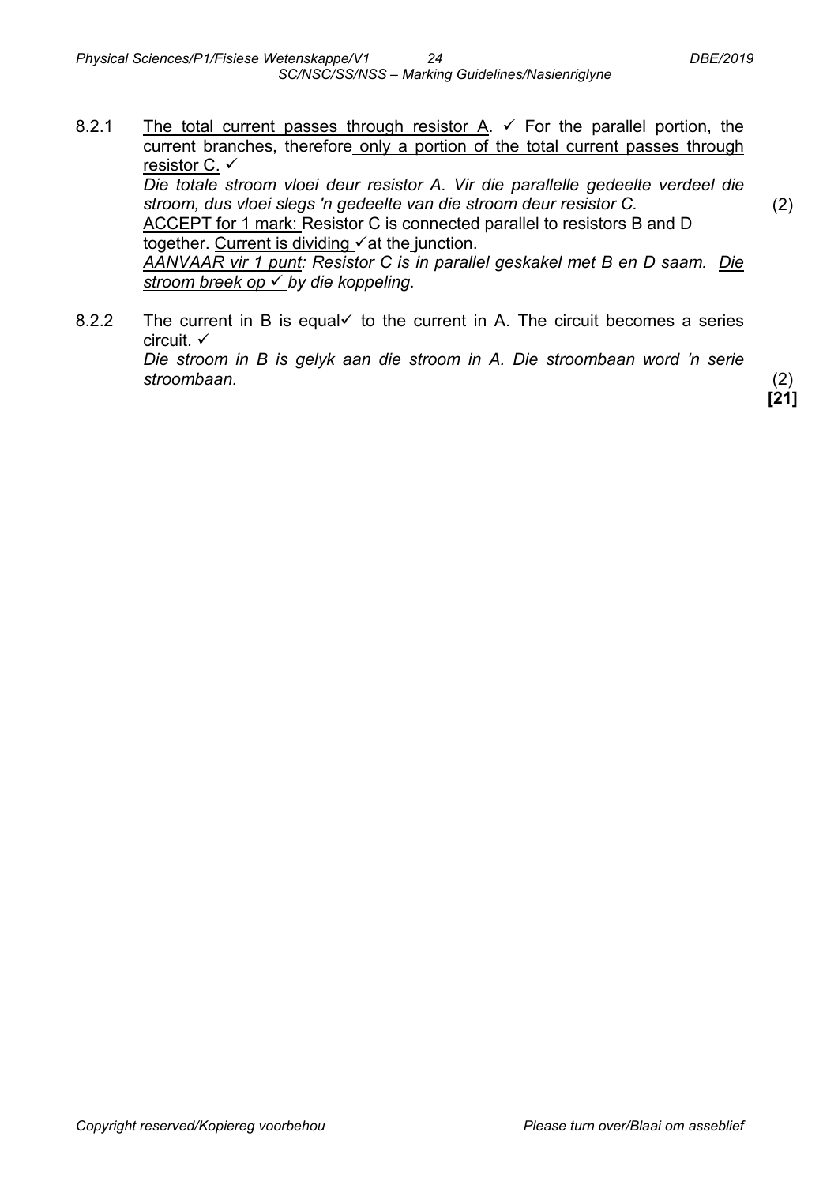8.2.1 The total current passes through resistor A. ✓ For the parallel portion, the current branches, therefore only a portion of the total current passes through resistor C. ✓

*Die totale stroom vloei deur resistor A. Vir die parallelle gedeelte verdeel die stroom, dus vloei slegs 'n gedeelte van die stroom deur resistor C.* (2)

ACCEPT for 1 mark: Resistor C is connected parallel to resistors B and D together. Current is dividing ✓at the junction.

*AANVAAR vir 1 punt: Resistor C is in parallel geskakel met B en D saam. Die stroom breek op ✓ by die koppeling.*

8.2.2 The current in B is equal✓ to the current in A. The circuit becomes a series circuit. ✓

*Die stroom in B is gelyk aan die stroom in A. Die stroombaan word 'n serie stroombaan.* (2)

**[21]**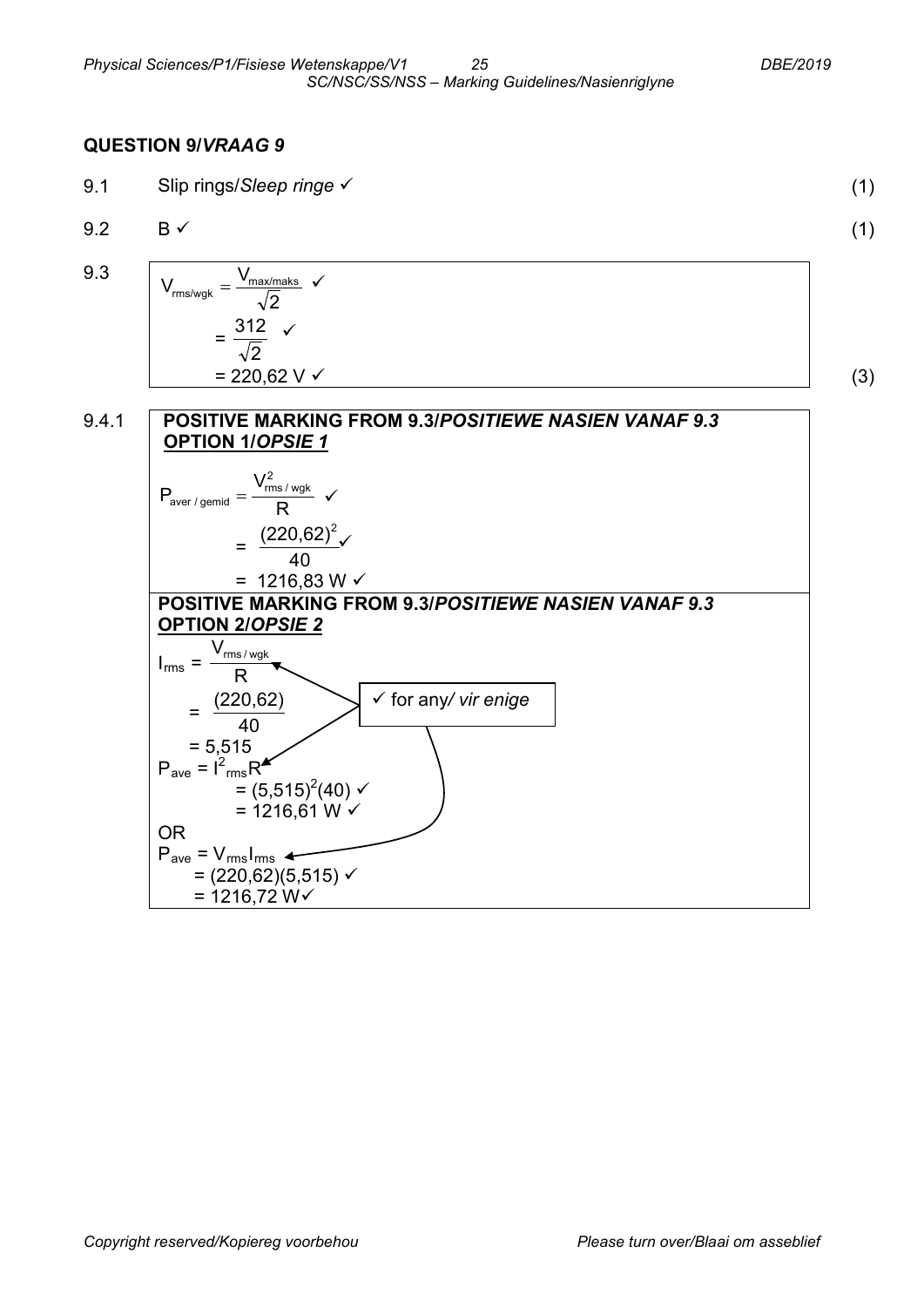## QUESTION 9/*VRAAG 9*

9.1 Slip rings/*Sleep ringe* ✓ (1)

9.2 B ✓ (1)

9.3

$$V_{rms/wgk} = \frac{V_{max/maks}}{\sqrt{2}} \checkmark$$

$$= \frac{312}{\sqrt{2}} \checkmark$$

$$= 220{,}62 \text{ V} \checkmark$$

(3)

9.4.1

**POSITIVE MARKING FROM 9.3/*POSITIEWE NASIEN VANAF 9.3***

**OPTION 1/*OPSIE 1***

$$P_{aver/gemid} = \frac{V_{rms/wgk}^2}{R} \checkmark$$

$$= \frac{(220{,}62)^2}{40} \checkmark$$

$$= 1216{,}83 \text{ W} \checkmark$$

**POSITIVE MARKING FROM 9.3/*POSITIEWE NASIEN VANAF 9.3***

**OPTION 2/*OPSIE 2***

$$I_{rms} = \frac{V_{rms/wgk}}{R}$$

$$= \frac{(220{,}62)}{40}$$

$$= 5{,}515$$

$$P_{ave} = I_{rms}^2 R$$

$$= (5{,}515)^2(40) \checkmark$$

$$= 1216{,}61 \text{ W} \checkmark$$

OR

$$P_{ave} = V_{rms}I_{rms}$$

$$= (220{,}62)(5{,}515) \checkmark$$

$$= 1216{,}72 \text{ W} \checkmark$$

✓ for any/ *vir enige* ($I_{rms} = \frac{V_{rms/wgk}}{R}$, $P_{ave} = I_{rms}^2 R$, $P_{ave} = V_{rms}I_{rms}$)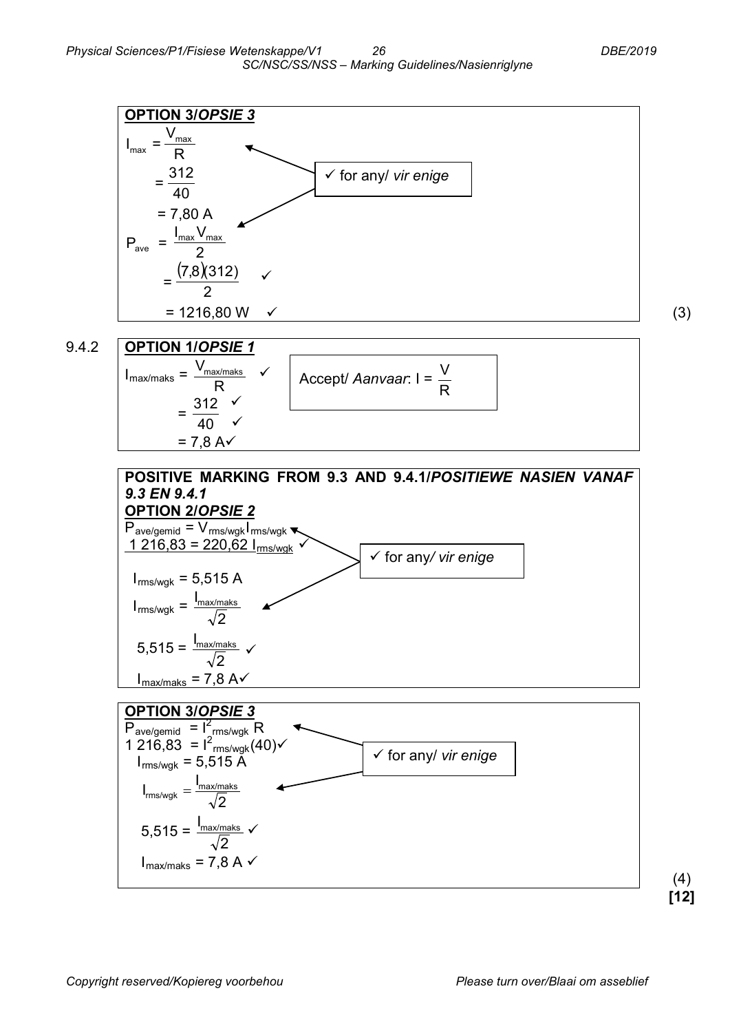**OPTION 3/*OPSIE 3***

$I_{max} = \frac{V_{max}}{R}$

$= \frac{312}{40}$

$= 7,80\ A$

✓ for any/ *vir enige*

$P_{ave} = \frac{I_{max}V_{max}}{2}$

$= \frac{(7,8)(312)}{2}$ ✓

$= 1216,80\ W$ ✓

(3)

9.4.2

**OPTION 1/*OPSIE 1***

$I_{max/maks} = \frac{V_{max/maks}}{R}$ ✓

$= \frac{312}{40}$ ✓ ✓

$= 7,8\ A$ ✓

Accept/ *Aanvaar*: $I = \frac{V}{R}$

**POSITIVE MARKING FROM 9.3 AND 9.4.1/*POSITIEWE NASIEN VANAF 9.3 EN 9.4.1***

**OPTION 2/*OPSIE 2***

$P_{ave/gemid} = V_{rms/wgk}I_{rms/wgk}$

$1\ 216,83 = 220,62\ I_{rms/wgk}$ ✓

✓ for any/ *vir enige*

$I_{rms/wgk} = 5,515\ A$

$I_{rms/wgk} = \frac{I_{max/maks}}{\sqrt{2}}$

$5,515 = \frac{I_{max/maks}}{\sqrt{2}}$ ✓

$I_{max/maks} = 7,8\ A$ ✓

**OPTION 3/*OPSIE 3***

$P_{ave/gemid} = I^2_{rms/wgk}R$

$1\ 216,83 = I^2_{rms/wgk}(40)$ ✓

✓ for any/ *vir enige*

$I_{rms/wgk} = 5,515\ A$

$I_{rms/wgk} = \frac{I_{max/maks}}{\sqrt{2}}$

$5,515 = \frac{I_{max/maks}}{\sqrt{2}}$ ✓

$I_{max/maks} = 7,8\ A$ ✓

(4)
**[12]**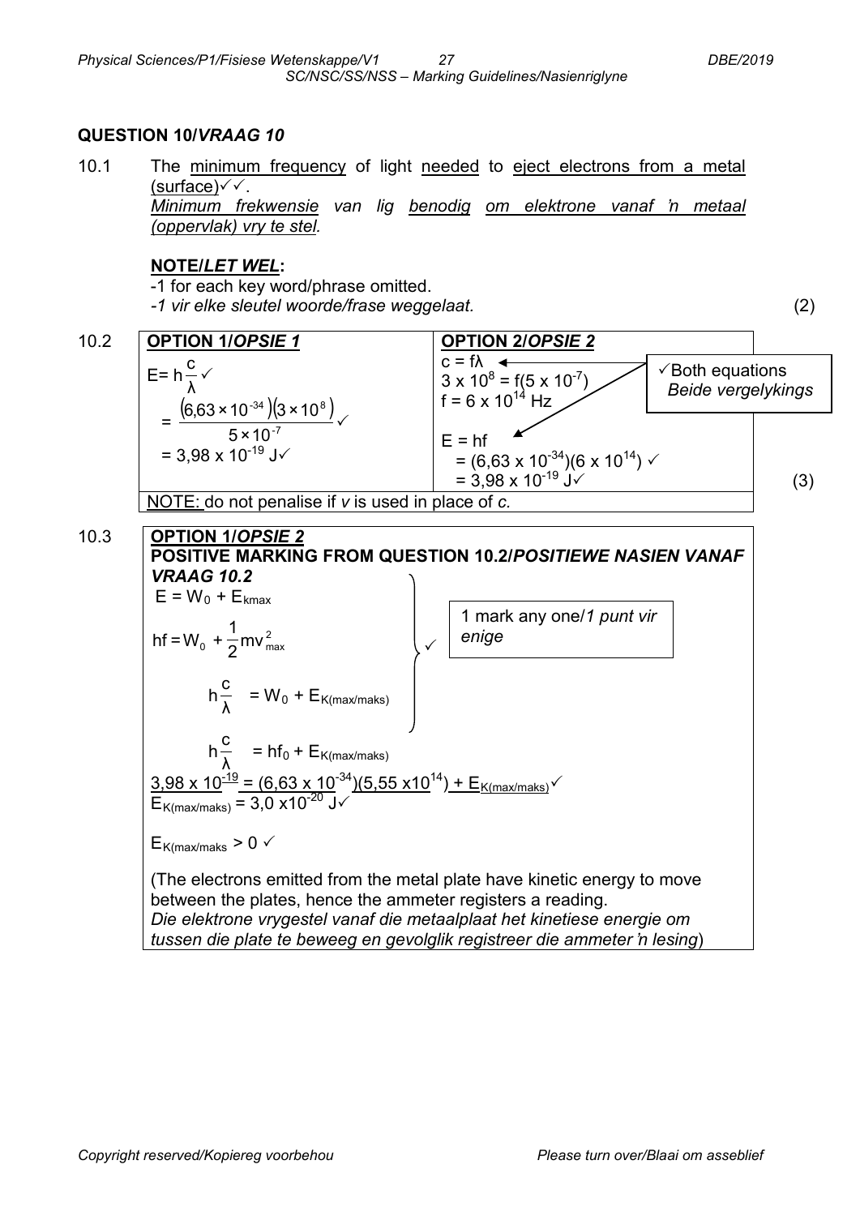## QUESTION 10/*VRAAG 10*

10.1 The minimum frequency of light needed to eject electrons from a metal (surface)✓✓.
*Minimum frekwensie van lig benodig om elektrone vanaf 'n metaal (oppervlak) vry te stel.*

**NOTE/*LET WEL*:**
-1 for each key word/phrase omitted.
*-1 vir elke sleutel woorde/frase weggelaat.* (2)

10.2

| **OPTION 1/*OPSIE 1*** | **OPTION 2/*OPSIE 2*** |
|---|---|
| $E = h\frac{c}{\lambda}$ ✓ <br> $= \frac{(6,63 \times 10^{-34})(3 \times 10^{8})}{5 \times 10^{-7}}$ ✓ <br> $= 3,98 \times 10^{-19}$ J✓ | $c = f\lambda$ <br> $3 \times 10^{8} = f(5 \times 10^{-7})$ <br> $f = 6 \times 10^{14}$ Hz <br> $E = hf$ <br> $= (6,63 \times 10^{-34})(6 \times 10^{14})$ ✓ <br> $= 3,98 \times 10^{-19}$ J✓ <br> ✓Both equations / *Beide vergelykings* |
| NOTE: do not penalise if *v* is used in place of *c*. | |

(3)

10.3 **OPTION 1/*OPSIE 2***
**POSITIVE MARKING FROM QUESTION 10.2/*POSITIEWE NASIEN VANAF VRAAG 10.2***

$E = W_0 + E_{kmax}$

$hf = W_0 + \frac{1}{2}mv^2_{max}$ ✓ 1 mark any one/*1 punt vir enige*

$h\frac{c}{\lambda} = W_0 + E_{K(max/maks)}$

$h\frac{c}{\lambda} = hf_0 + E_{K(max/maks)}$

$3,98 \times 10^{-19} = (6,63 \times 10^{-34})(5,55 \times 10^{14}) + E_{K(max/maks)}$ ✓

$E_{K(max/maks)} = 3,0 \times 10^{-20}$ J✓

$E_{K(max/maks)} > 0$ ✓

(The electrons emitted from the metal plate have kinetic energy to move between the plates, hence the ammeter registers a reading.
*Die elektrone vrygestel vanaf die metaalplaat het kinetiese energie om tussen die plate te beweeg en gevolglik registreer die ammeter 'n lesing*)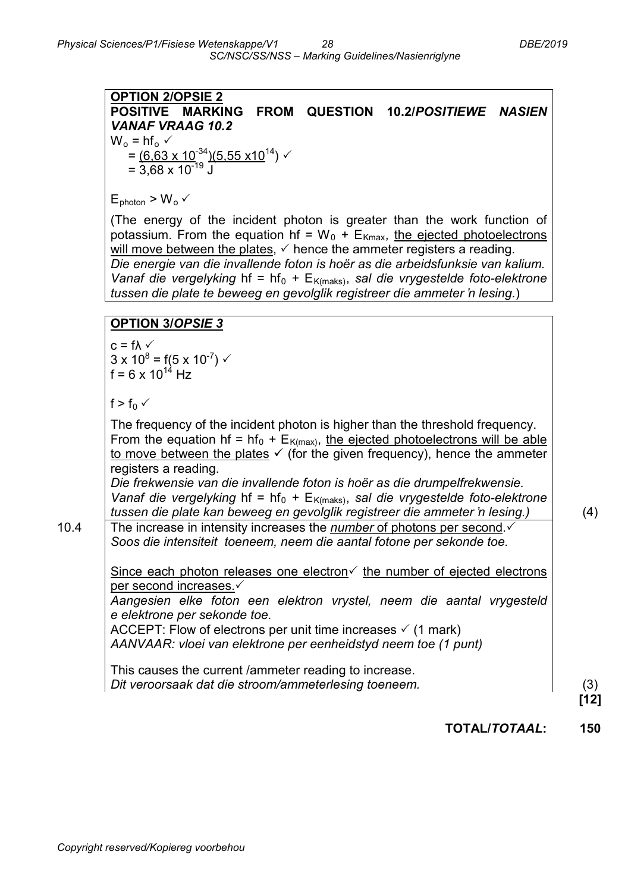**OPTION 2/OPSIE 2**

**POSITIVE MARKING FROM QUESTION 10.2/*POSITIEWE NASIEN VANAF VRAAG 10.2***

$W_o = hf_o$ ✓

$= (6{,}63 \times 10^{-34})(5{,}55 \times 10^{14})$ ✓

$= 3{,}68 \times 10^{-19}$ J

$E_{photon} > W_o$ ✓

(The energy of the incident photon is greater than the work function of potassium. From the equation $hf = W_0 + E_{Kmax}$, the ejected photoelectrons will move between the plates, ✓ hence the ammeter registers a reading.
*Die energie van die invallende foton is hoër as die arbeidsfunksie van kalium. Vanaf die vergelyking* $hf = hf_0 + E_{K(maks)}$, *sal die vrygestelde foto-elektrone tussen die plate te beweeg en gevolglik registreer die ammeter 'n lesing.*)

**OPTION 3/*OPSIE 3***

$c = f\lambda$ ✓

$3 \times 10^8 = f(5 \times 10^{-7})$ ✓

$f = 6 \times 10^{14}$ Hz

$f > f_0$ ✓

The frequency of the incident photon is higher than the threshold frequency. From the equation $hf = hf_0 + E_{K(max)}$, the ejected photoelectrons will be able to move between the plates ✓ (for the given frequency), hence the ammeter registers a reading.
*Die frekwensie van die invallende foton is hoër as die drumpelfrekwensie. Vanaf die vergelyking* $hf = hf_0 + E_{K(maks)}$, *sal die vrygestelde foto-elektrone tussen die plate kan beweeg en gevolglik registreer die ammeter 'n lesing.)* (4)

10.4 The increase in intensity increases the *number* of photons per second. ✓
*Soos die intensiteit toeneem, neem die aantal fotone per sekonde toe.*

Since each photon releases one electron ✓ the number of ejected electrons per second increases. ✓
*Aangesien elke foton een elektron vrystel, neem die aantal vrygesteld e elektrone per sekonde toe.*
ACCEPT: Flow of electrons per unit time increases ✓ (1 mark)
*AANVAAR: vloei van elektrone per eenheidstyd neem toe (1 punt)*

This causes the current /ammeter reading to increase.
*Dit veroorsaak dat die stroom/ammeterlesing toeneem.* (3)

**[12]**

**TOTAL/*TOTAAL*: 150**